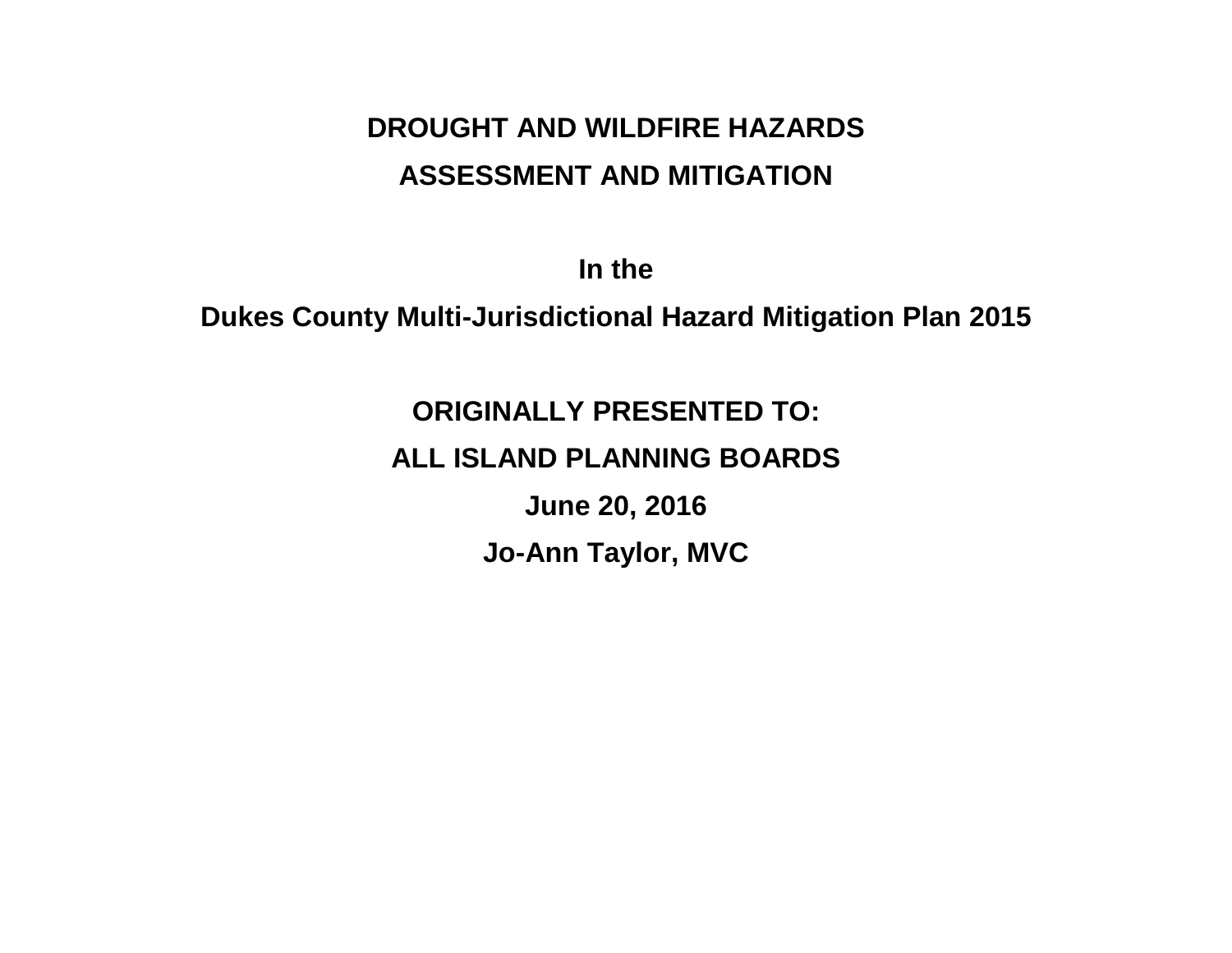# DROUGHT AND WILDFIRE HAZARDS

# ASSESSMENT AND MITIGATION

**In the**

**Dukes County Multi-Jurisdictional Hazard Mitigation Plan 2015**

**ORIGINALLY PRESENTED TO:**

**ALL ISLAND PLANNING BOARDS**

**June 20, 2016**

**Jo-Ann Taylor, MVC**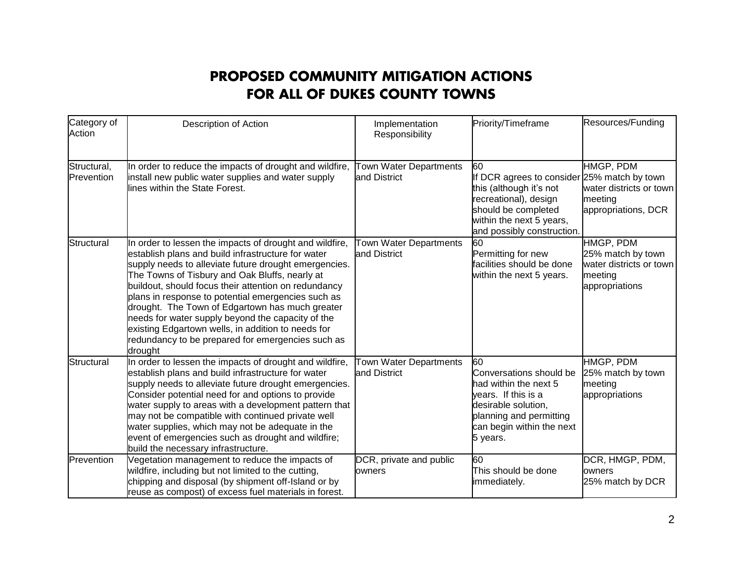# PROPOSED COMMUNITY MITIGATION ACTIONS FOR ALL OF DUKES COUNTY TOWNS

| Category of Action | Description of Action | Implementation Responsibility | Priority/Timeframe | Resources/Funding |
|---|---|---|---|---|
| Structural, Prevention | In order to reduce the impacts of drought and wildfire, install new public water supplies and water supply lines within the State Forest. | Town Water Departments and District | 60<br>If DCR agrees to consider this (although it's not recreational), design should be completed within the next 5 years, and possibly construction. | HMGP, PDM<br>25% match by town water districts or town meeting appropriations, DCR |
| Structural | In order to lessen the impacts of drought and wildfire, establish plans and build infrastructure for water supply needs to alleviate future drought emergencies. The Towns of Tisbury and Oak Bluffs, nearly at buildout, should focus their attention on redundancy plans in response to potential emergencies such as drought. The Town of Edgartown has much greater needs for water supply beyond the capacity of the existing Edgartown wells, in addition to needs for redundancy to be prepared for emergencies such as drought | Town Water Departments and District | 60<br>Permitting for new facilities should be done within the next 5 years. | HMGP, PDM<br>25% match by town water districts or town meeting appropriations |
| Structural | In order to lessen the impacts of drought and wildfire, establish plans and build infrastructure for water supply needs to alleviate future drought emergencies. Consider potential need for and options to provide water supply to areas with a development pattern that may not be compatible with continued private well water supplies, which may not be adequate in the event of emergencies such as drought and wildfire; build the necessary infrastructure. | Town Water Departments and District | 60<br>Conversations should be had within the next 5 years. If this is a desirable solution, planning and permitting can begin within the next 5 years. | HMGP, PDM<br>25% match by town meeting appropriations |
| Prevention | Vegetation management to reduce the impacts of wildfire, including but not limited to the cutting, chipping and disposal (by shipment off-Island or by reuse as compost) of excess fuel materials in forest. | DCR, private and public owners | 60<br>This should be done immediately. | DCR, HMGP, PDM, owners<br>25% match by DCR |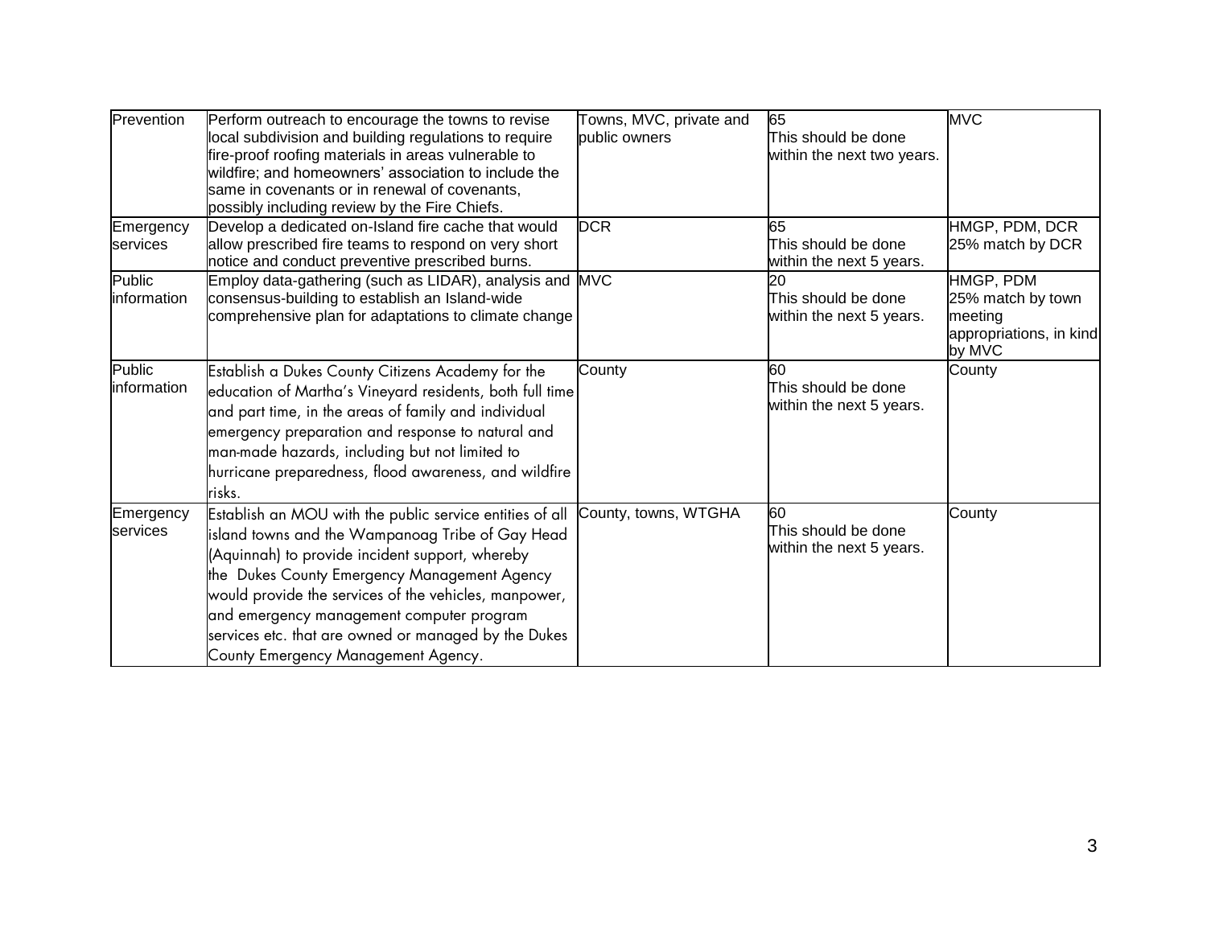| | | | | |
|---|---|---|---|---|
| Prevention | Perform outreach to encourage the towns to revise local subdivision and building regulations to require fire-proof roofing materials in areas vulnerable to wildfire; and homeowners' association to include the same in covenants or in renewal of covenants, possibly including review by the Fire Chiefs. | Towns, MVC, private and public owners | 65<br>This should be done within the next two years. | MVC |
| Emergency services | Develop a dedicated on-Island fire cache that would allow prescribed fire teams to respond on very short notice and conduct preventive prescribed burns. | DCR | 65<br>This should be done within the next 5 years. | HMGP, PDM, DCR<br>25% match by DCR |
| Public information | Employ data-gathering (such as LIDAR), analysis and consensus-building to establish an Island-wide comprehensive plan for adaptations to climate change | MVC | 20<br>This should be done within the next 5 years. | HMGP, PDM<br>25% match by town meeting appropriations, in kind by MVC |
| Public information | Establish a Dukes County Citizens Academy for the education of Martha's Vineyard residents, both full time and part time, in the areas of family and individual emergency preparation and response to natural and man-made hazards, including but not limited to hurricane preparedness, flood awareness, and wildfire risks. | County | 60<br>This should be done within the next 5 years. | County |
| Emergency services | Establish an MOU with the public service entities of all island towns and the Wampanoag Tribe of Gay Head (Aquinnah) to provide incident support, whereby the Dukes County Emergency Management Agency would provide the services of the vehicles, manpower, and emergency management computer program services etc. that are owned or managed by the Dukes County Emergency Management Agency. | County, towns, WTGHA | 60<br>This should be done within the next 5 years. | County |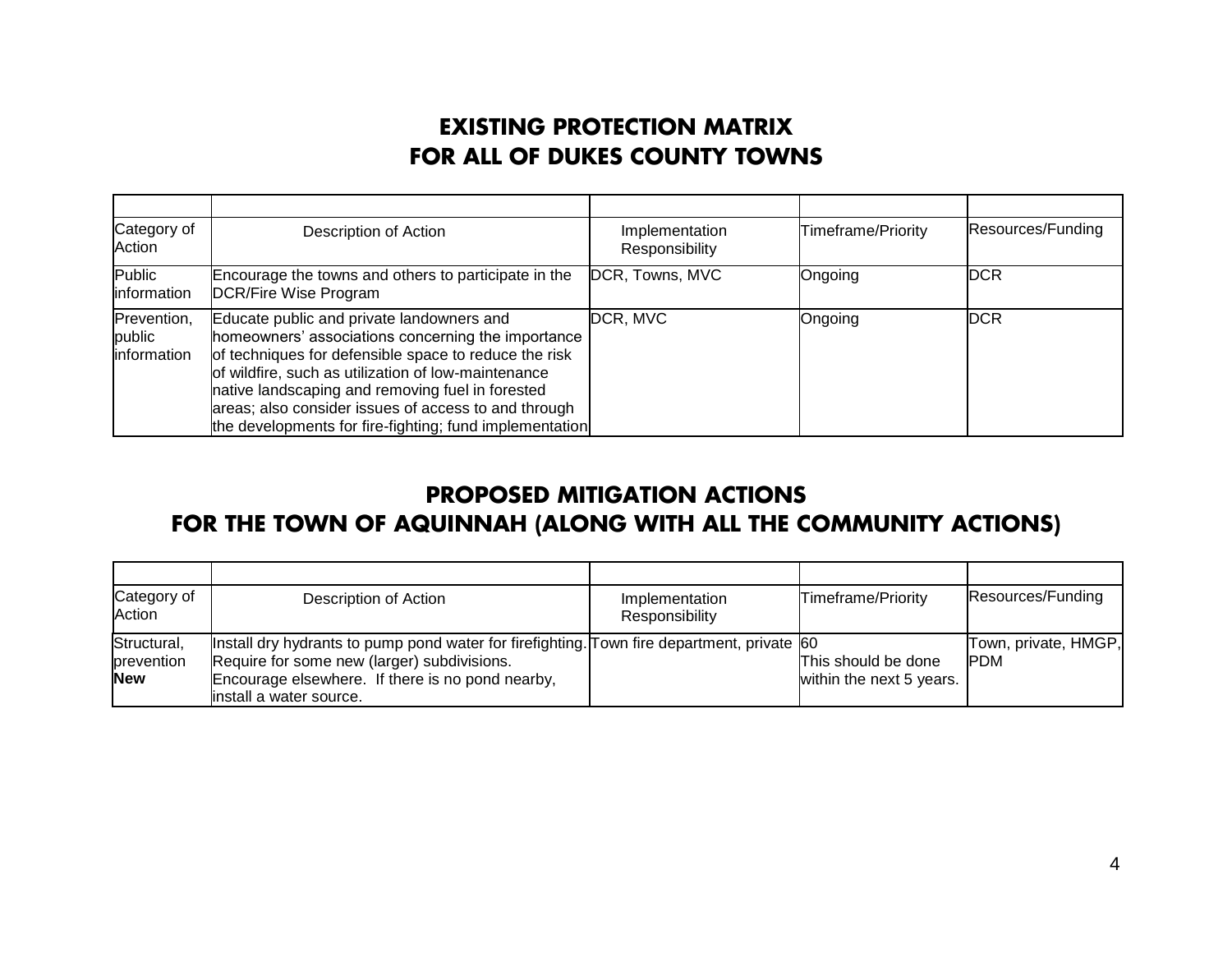## EXISTING PROTECTION MATRIX FOR ALL OF DUKES COUNTY TOWNS

| | | | | |
|---|---|---|---|---|
| Category of Action | Description of Action | Implementation Responsibility | Timeframe/Priority | Resources/Funding |
| Public information | Encourage the towns and others to participate in the DCR/Fire Wise Program | DCR, Towns, MVC | Ongoing | DCR |
| Prevention, public information | Educate public and private landowners and homeowners' associations concerning the importance of techniques for defensible space to reduce the risk of wildfire, such as utilization of low-maintenance native landscaping and removing fuel in forested areas; also consider issues of access to and through the developments for fire-fighting; fund implementation | DCR, MVC | Ongoing | DCR |

## PROPOSED MITIGATION ACTIONS FOR THE TOWN OF AQUINNAH (ALONG WITH ALL THE COMMUNITY ACTIONS)

| | | | | |
|---|---|---|---|---|
| Category of Action | Description of Action | Implementation Responsibility | Timeframe/Priority | Resources/Funding |
| Structural, prevention **New** | Install dry hydrants to pump pond water for firefighting. Require for some new (larger) subdivisions. Encourage elsewhere. If there is no pond nearby, install a water source. | Town fire department, private | 60 This should be done within the next 5 years. | Town, private, HMGP, PDM |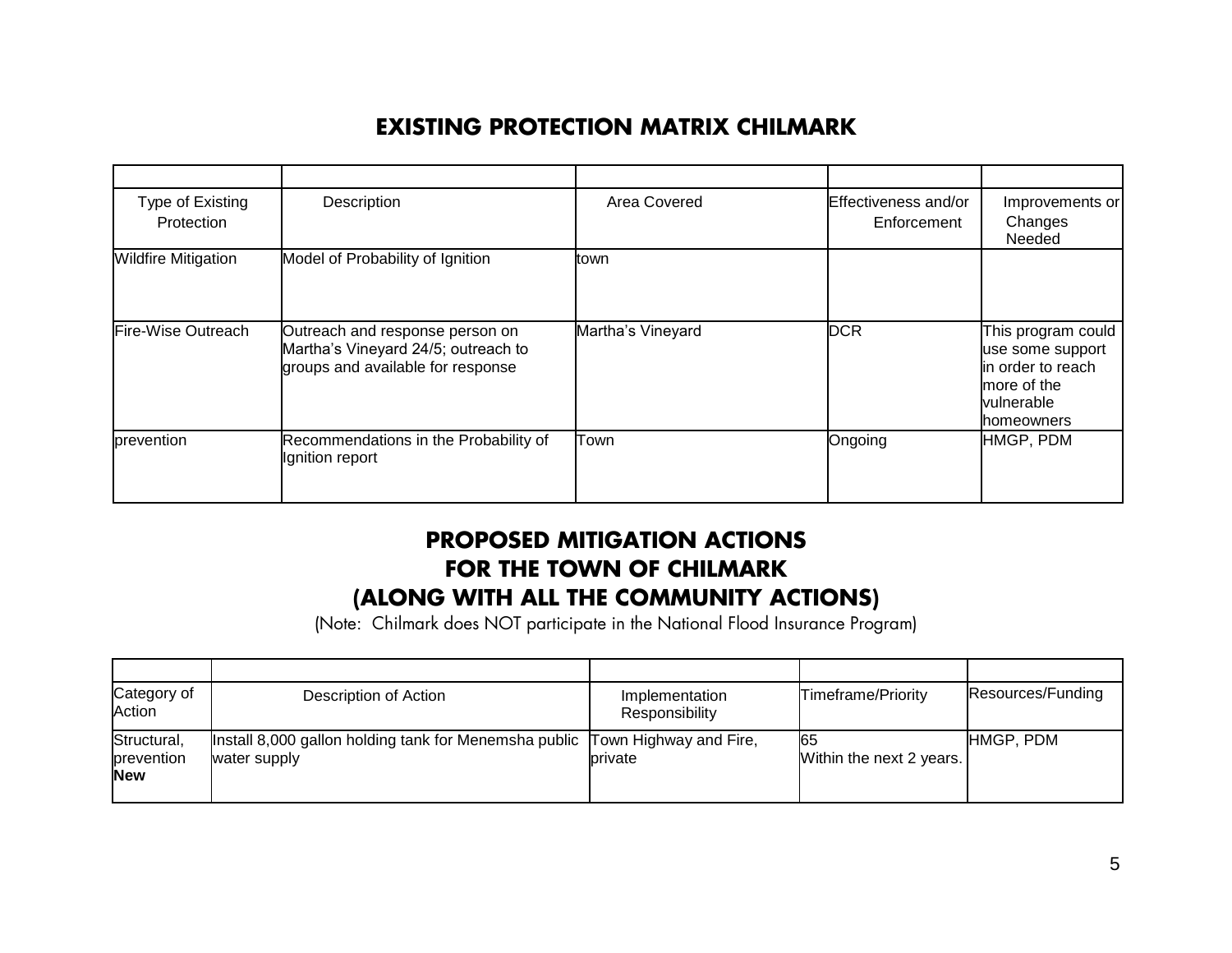# EXISTING PROTECTION MATRIX CHILMARK

| Type of Existing Protection | Description | Area Covered | Effectiveness and/or Enforcement | Improvements or Changes Needed |
| --- | --- | --- | --- | --- |
| Wildfire Mitigation | Model of Probability of Ignition | town | | |
| Fire-Wise Outreach | Outreach and response person on Martha's Vineyard 24/5; outreach to groups and available for response | Martha's Vineyard | DCR | This program could use some support in order to reach more of the vulnerable homeowners |
| prevention | Recommendations in the Probability of Ignition report | Town | Ongoing | HMGP, PDM |

# PROPOSED MITIGATION ACTIONS FOR THE TOWN OF CHILMARK (ALONG WITH ALL THE COMMUNITY ACTIONS)

(Note: Chilmark does NOT participate in the National Flood Insurance Program)

| Category of Action | Description of Action | Implementation Responsibility | Timeframe/Priority | Resources/Funding |
| --- | --- | --- | --- | --- |
| Structural, prevention **New** | Install 8,000 gallon holding tank for Menemsha public water supply | Town Highway and Fire, private | 65 Within the next 2 years. | HMGP, PDM |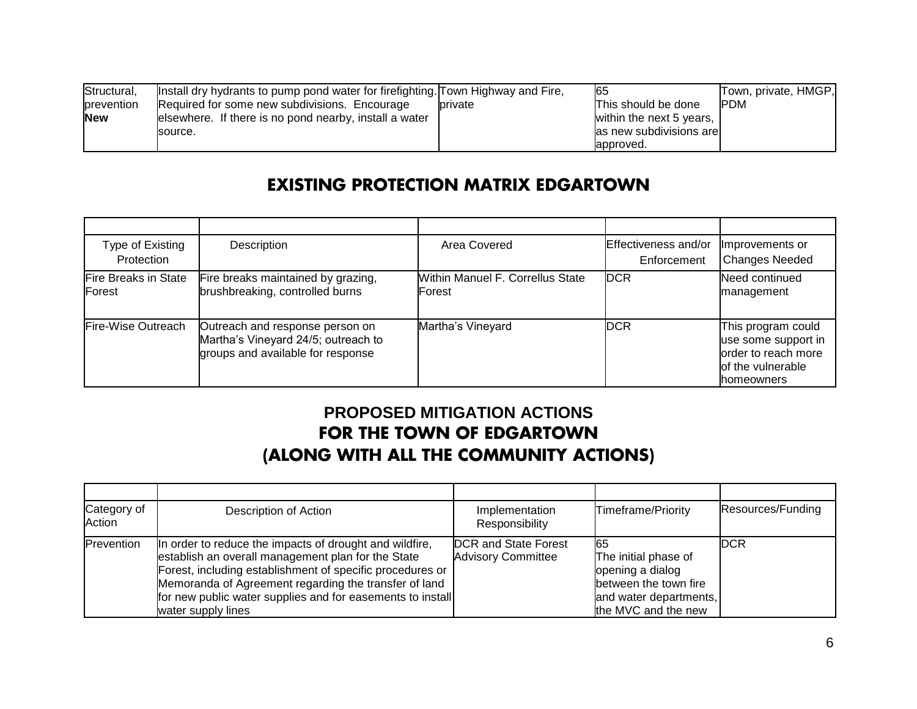| Structural, prevention **New** | Install dry hydrants to pump pond water for firefighting. Required for some new subdivisions. Encourage elsewhere. If there is no pond nearby, install a water source. | Town Highway and Fire, private | 65 This should be done within the next 5 years, as new subdivisions are approved. | Town, private, HMGP, PDM |
|---|---|---|---|---|

## EXISTING PROTECTION MATRIX EDGARTOWN

| | | | | |
|---|---|---|---|---|
| Type of Existing Protection | Description | Area Covered | Effectiveness and/or Enforcement | Improvements or Changes Needed |
| Fire Breaks in State Forest | Fire breaks maintained by grazing, brushbreaking, controlled burns | Within Manuel F. Correllus State Forest | DCR | Need continued management |
| Fire-Wise Outreach | Outreach and response person on Martha's Vineyard 24/5; outreach to groups and available for response | Martha's Vineyard | DCR | This program could use some support in order to reach more of the vulnerable homeowners |

## PROPOSED MITIGATION ACTIONS FOR THE TOWN OF EDGARTOWN (ALONG WITH ALL THE COMMUNITY ACTIONS)

| | | | | |
|---|---|---|---|---|
| Category of Action | Description of Action | Implementation Responsibility | Timeframe/Priority | Resources/Funding |
| Prevention | In order to reduce the impacts of drought and wildfire, establish an overall management plan for the State Forest, including establishment of specific procedures or Memoranda of Agreement regarding the transfer of land for new public water supplies and for easements to install water supply lines | DCR and State Forest Advisory Committee | 65 The initial phase of opening a dialog between the town fire and water departments, the MVC and the new | DCR |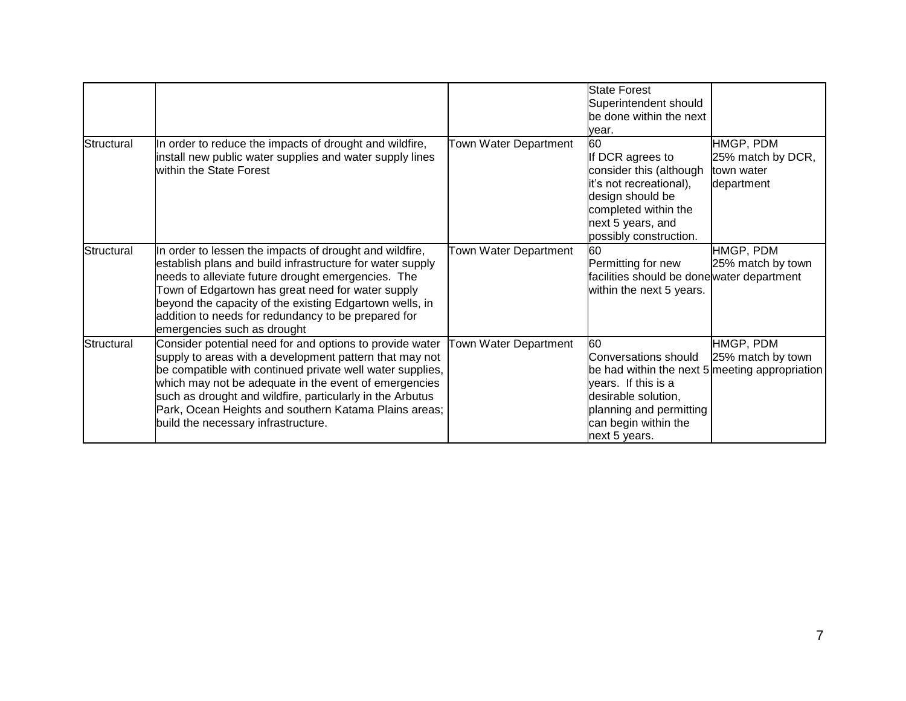| | | | | |
|---|---|---|---|---|
| | | | State Forest Superintendent should be done within the next year. | |
| Structural | In order to reduce the impacts of drought and wildfire, install new public water supplies and water supply lines within the State Forest | Town Water Department | 60<br>If DCR agrees to consider this (although it's not recreational), design should be completed within the next 5 years, and possibly construction. | HMGP, PDM<br>25% match by DCR, town water department |
| Structural | In order to lessen the impacts of drought and wildfire, establish plans and build infrastructure for water supply needs to alleviate future drought emergencies. The Town of Edgartown has great need for water supply beyond the capacity of the existing Edgartown wells, in addition to needs for redundancy to be prepared for emergencies such as drought | Town Water Department | 60<br>Permitting for new facilities should be done within the next 5 years. | HMGP, PDM<br>25% match by town water department |
| Structural | Consider potential need for and options to provide water supply to areas with a development pattern that may not be compatible with continued private well water supplies, which may not be adequate in the event of emergencies such as drought and wildfire, particularly in the Arbutus Park, Ocean Heights and southern Katama Plains areas; build the necessary infrastructure. | Town Water Department | 60<br>Conversations should be had within the next 5 years. If this is a desirable solution, planning and permitting can begin within the next 5 years. | HMGP, PDM<br>25% match by town meeting appropriation |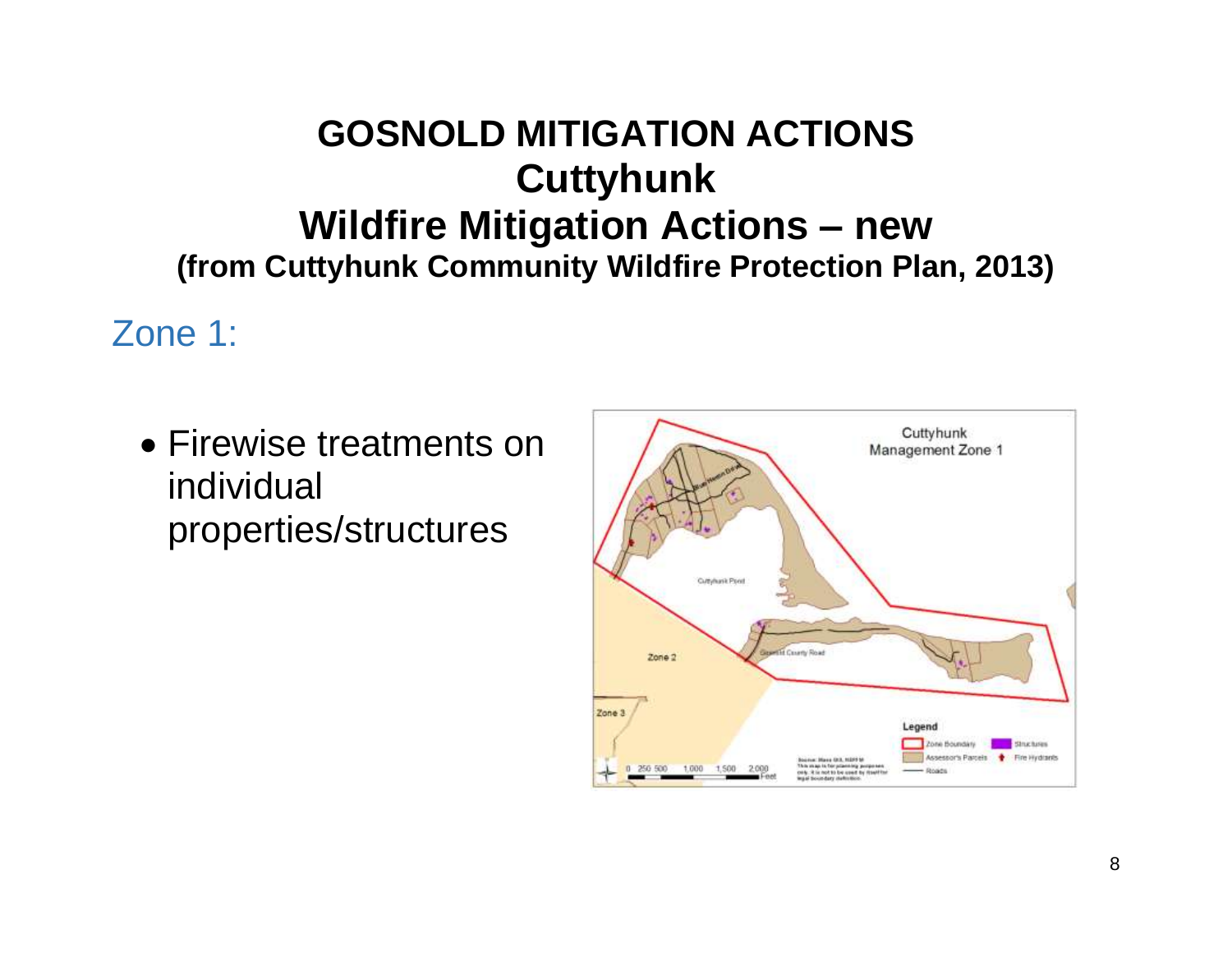# GOSNOLD MITIGATION ACTIONS
# Cuttyhunk
# Wildfire Mitigation Actions – new
### (from Cuttyhunk Community Wildfire Protection Plan, 2013)

## Zone 1:

- Firewise treatments on individual properties/structures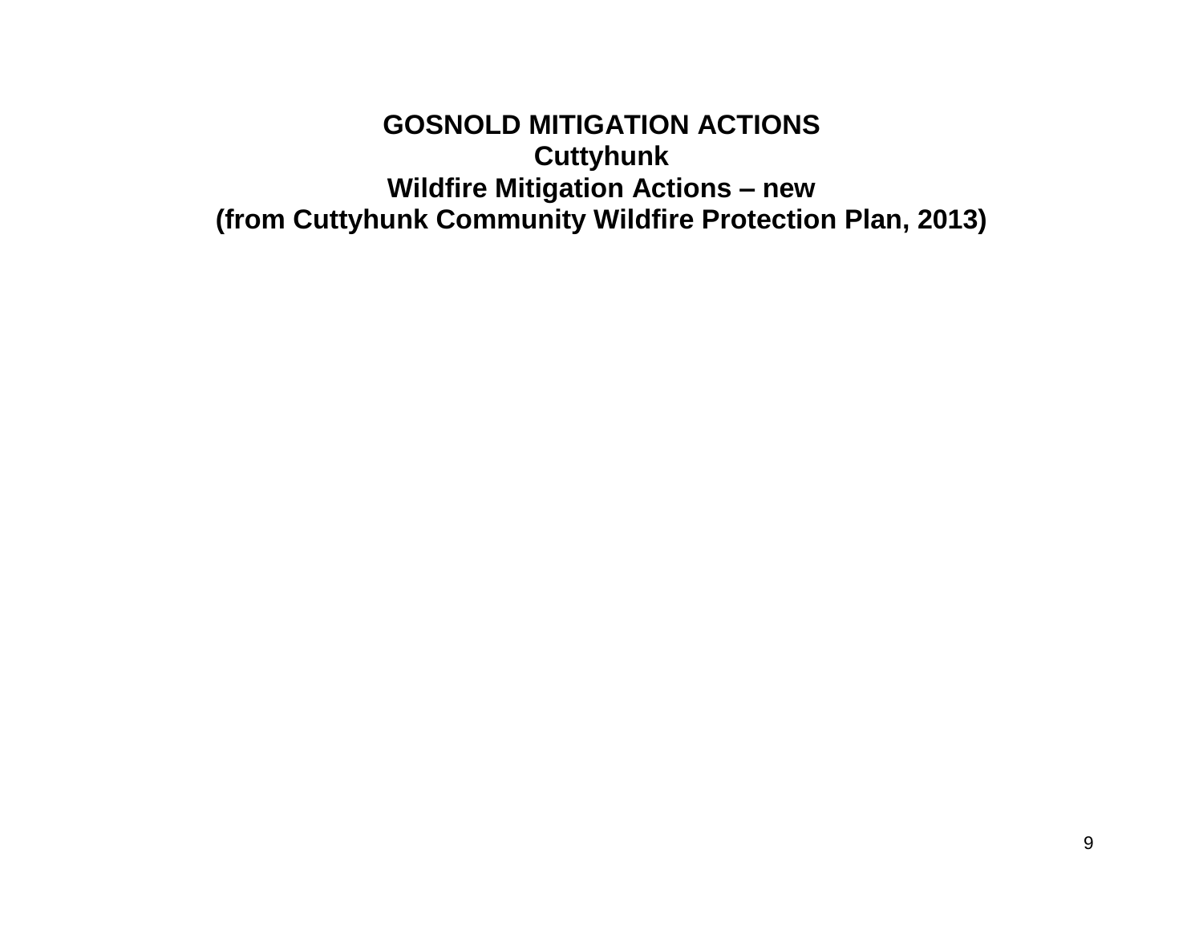# GOSNOLD MITIGATION ACTIONS

## Cuttyhunk

## Wildfire Mitigation Actions – new

## (from Cuttyhunk Community Wildfire Protection Plan, 2013)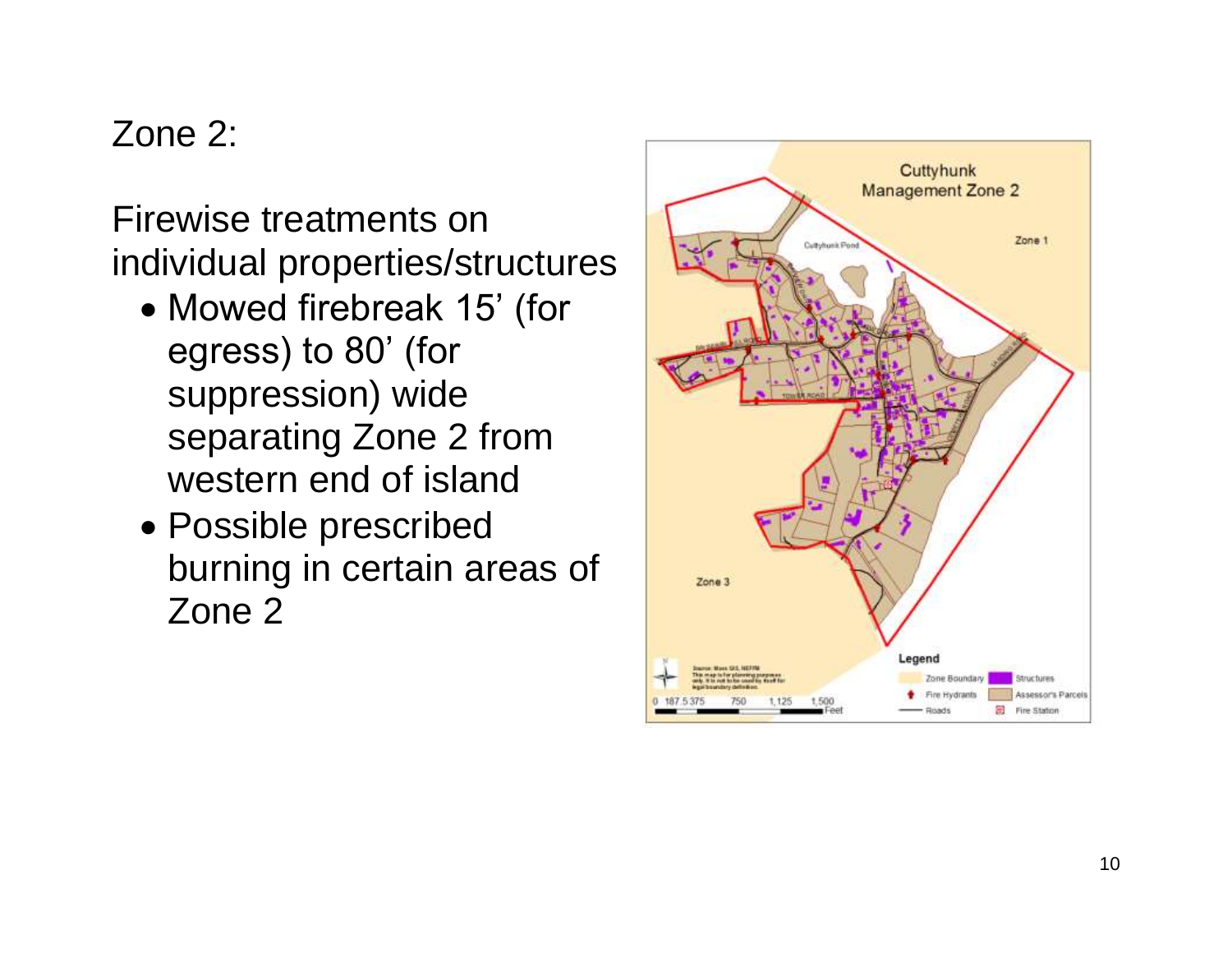## Zone 2:

Firewise treatments on individual properties/structures

- Mowed firebreak 15' (for egress) to 80' (for suppression) wide separating Zone 2 from western end of island
- Possible prescribed burning in certain areas of Zone 2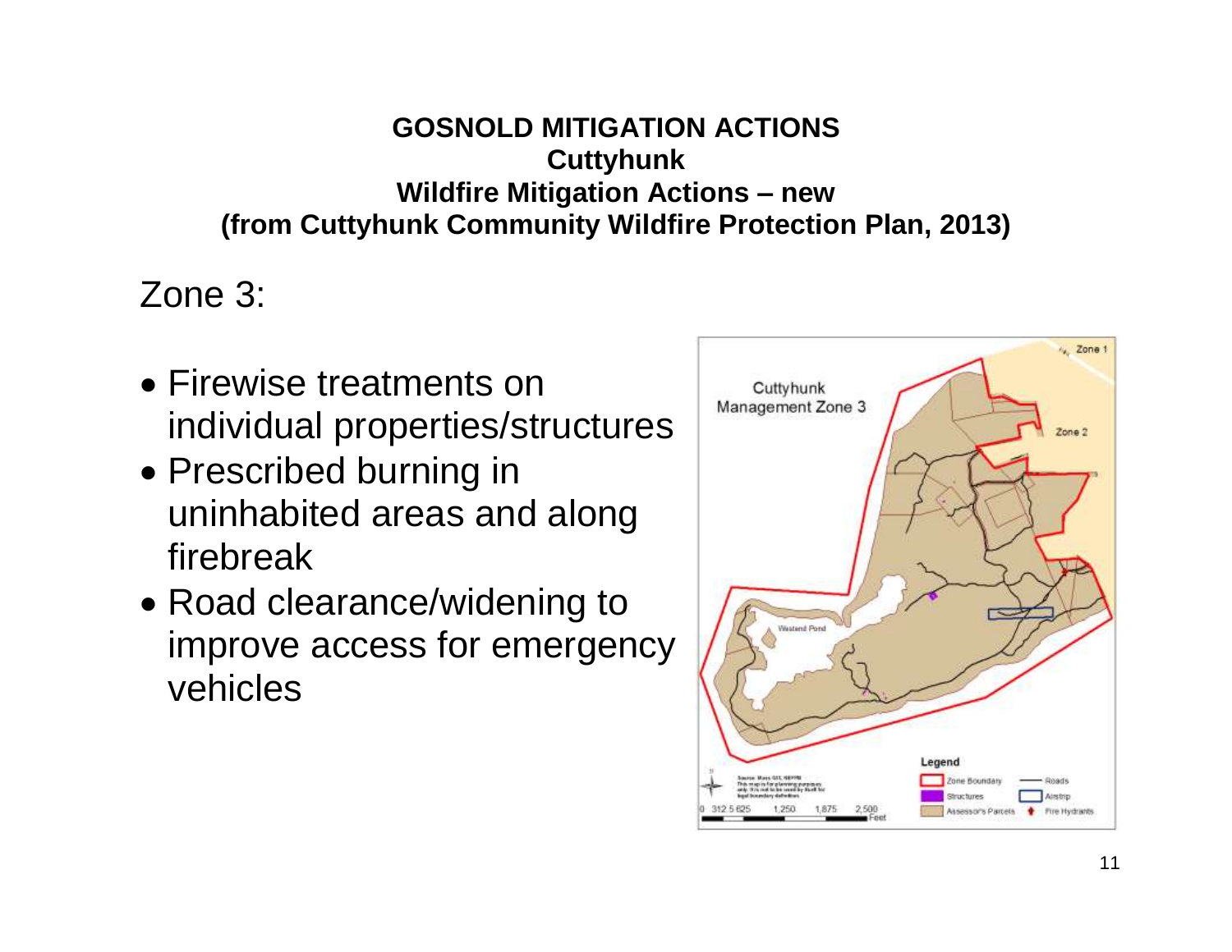**GOSNOLD MITIGATION ACTIONS**
**Cuttyhunk**
**Wildfire Mitigation Actions – new**
**(from Cuttyhunk Community Wildfire Protection Plan, 2013)**

Zone 3:

- Firewise treatments on individual properties/structures
- Prescribed burning in uninhabited areas and along firebreak
- Road clearance/widening to improve access for emergency vehicles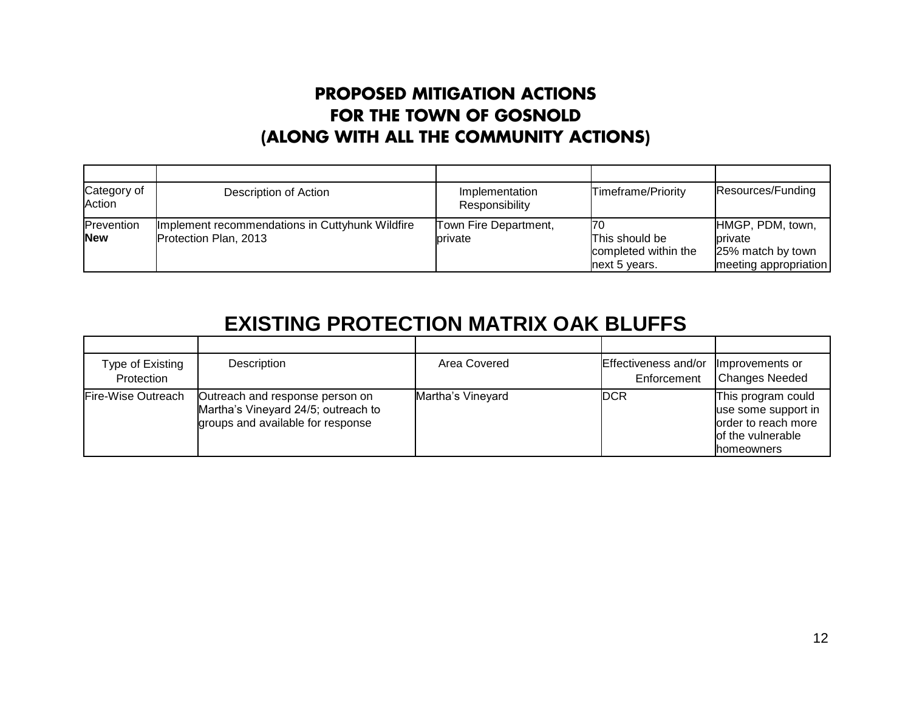## PROPOSED MITIGATION ACTIONS
## FOR THE TOWN OF GOSNOLD
## (ALONG WITH ALL THE COMMUNITY ACTIONS)

| | | | | |
|---|---|---|---|---|
| Category of Action | Description of Action | Implementation Responsibility | Timeframe/Priority | Resources/Funding |
| Prevention **New** | Implement recommendations in Cuttyhunk Wildfire Protection Plan, 2013 | Town Fire Department, private | 70 This should be completed within the next 5 years. | HMGP, PDM, town, private 25% match by town meeting appropriation |

## EXISTING PROTECTION MATRIX OAK BLUFFS

| | | | | |
|---|---|---|---|---|
| Type of Existing Protection | Description | Area Covered | Effectiveness and/or Enforcement | Improvements or Changes Needed |
| Fire-Wise Outreach | Outreach and response person on Martha's Vineyard 24/5; outreach to groups and available for response | Martha's Vineyard | DCR | This program could use some support in order to reach more of the vulnerable homeowners |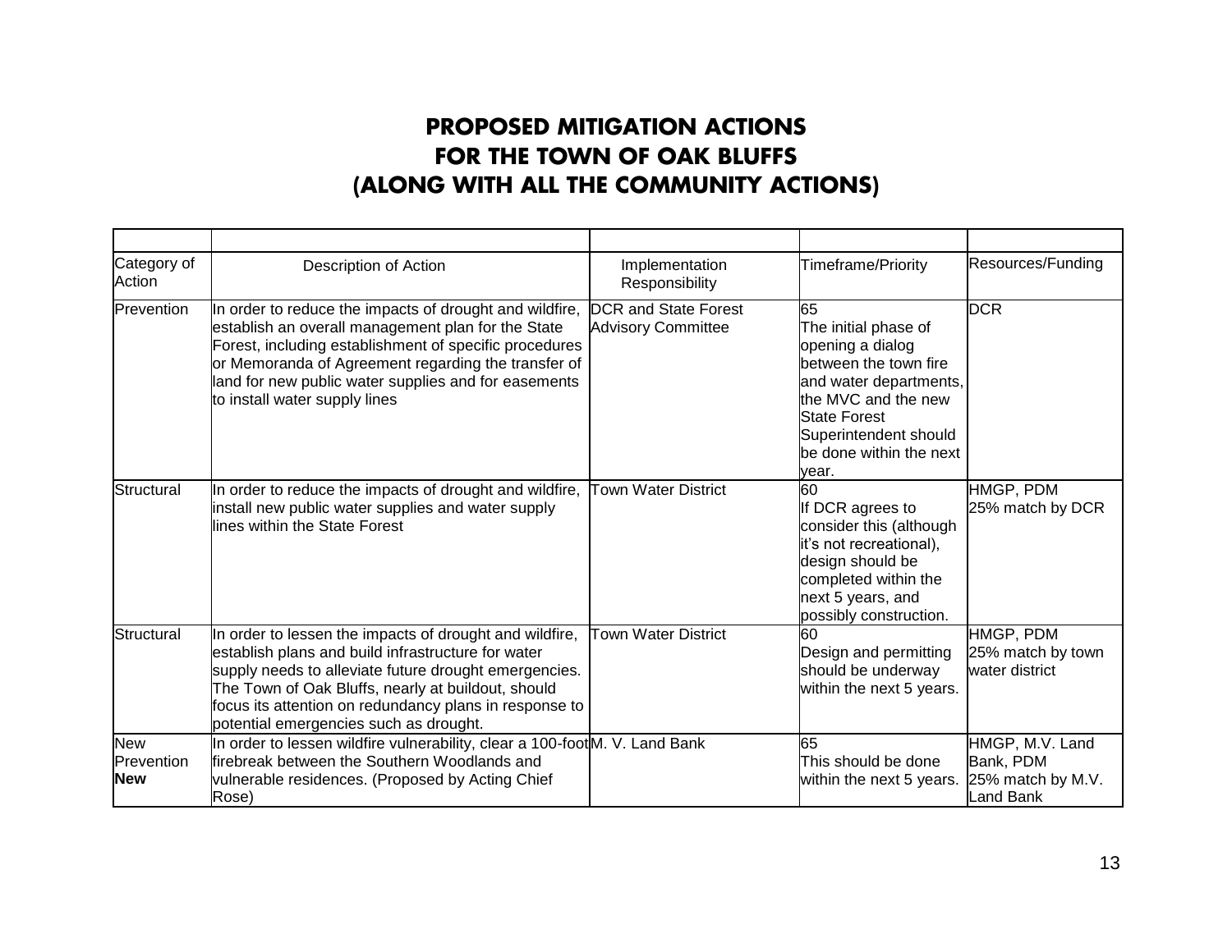# PROPOSED MITIGATION ACTIONS FOR THE TOWN OF OAK BLUFFS (ALONG WITH ALL THE COMMUNITY ACTIONS)

| | | | | |
|---|---|---|---|---|
| Category of Action | Description of Action | Implementation Responsibility | Timeframe/Priority | Resources/Funding |
| Prevention | In order to reduce the impacts of drought and wildfire, establish an overall management plan for the State Forest, including establishment of specific procedures or Memoranda of Agreement regarding the transfer of land for new public water supplies and for easements to install water supply lines | DCR and State Forest Advisory Committee | 65<br>The initial phase of opening a dialog between the town fire and water departments, the MVC and the new State Forest Superintendent should be done within the next year. | DCR |
| Structural | In order to reduce the impacts of drought and wildfire, install new public water supplies and water supply lines within the State Forest | Town Water District | 60<br>If DCR agrees to consider this (although it's not recreational), design should be completed within the next 5 years, and possibly construction. | HMGP, PDM<br>25% match by DCR |
| Structural | In order to lessen the impacts of drought and wildfire, establish plans and build infrastructure for water supply needs to alleviate future drought emergencies. The Town of Oak Bluffs, nearly at buildout, should focus its attention on redundancy plans in response to potential emergencies such as drought. | Town Water District | 60<br>Design and permitting should be underway within the next 5 years. | HMGP, PDM<br>25% match by town water district |
| New Prevention **New** | In order to lessen wildfire vulnerability, clear a 100-foot firebreak between the Southern Woodlands and vulnerable residences. (Proposed by Acting Chief Rose) | M. V. Land Bank | 65<br>This should be done within the next 5 years. | HMGP, M.V. Land Bank, PDM<br>25% match by M.V. Land Bank |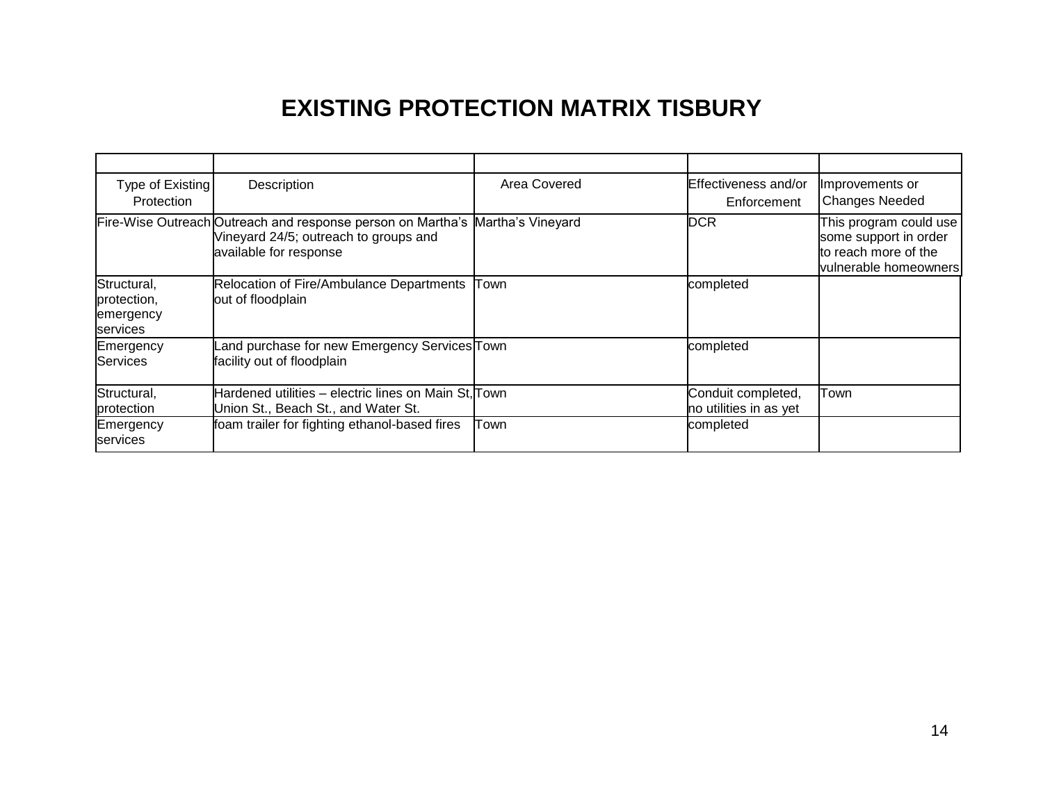# EXISTING PROTECTION MATRIX TISBURY

| Type of Existing Protection | Description | Area Covered | Effectiveness and/or Enforcement | Improvements or Changes Needed |
|---|---|---|---|---|
| Fire-Wise Outreach | Outreach and response person on Martha's Vineyard 24/5; outreach to groups and available for response | Martha's Vineyard | DCR | This program could use some support in order to reach more of the vulnerable homeowners |
| Structural, protection, emergency services | Relocation of Fire/Ambulance Departments out of floodplain | Town | completed | |
| Emergency Services | Land purchase for new Emergency Services facility out of floodplain | Town | completed | |
| Structural, protection | Hardened utilities – electric lines on Main St, Union St., Beach St., and Water St. | Town | Conduit completed, no utilities in as yet | Town |
| Emergency services | foam trailer for fighting ethanol-based fires | Town | completed | |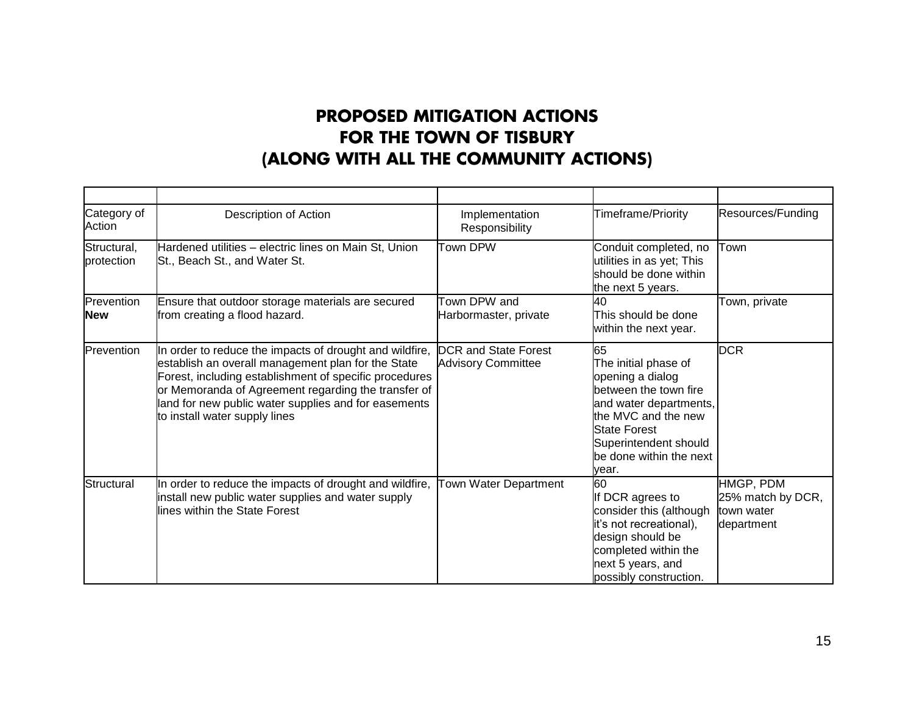# PROPOSED MITIGATION ACTIONS FOR THE TOWN OF TISBURY (ALONG WITH ALL THE COMMUNITY ACTIONS)

| | | | | |
|---|---|---|---|---|
| Category of Action | Description of Action | Implementation Responsibility | Timeframe/Priority | Resources/Funding |
| Structural, protection | Hardened utilities – electric lines on Main St, Union St., Beach St., and Water St. | Town DPW | Conduit completed, no utilities in as yet; This should be done within the next 5 years. | Town |
| Prevention **New** | Ensure that outdoor storage materials are secured from creating a flood hazard. | Town DPW and Harbormaster, private | 40<br>This should be done within the next year. | Town, private |
| Prevention | In order to reduce the impacts of drought and wildfire, establish an overall management plan for the State Forest, including establishment of specific procedures or Memoranda of Agreement regarding the transfer of land for new public water supplies and for easements to install water supply lines | DCR and State Forest Advisory Committee | 65<br>The initial phase of opening a dialog between the town fire and water departments, the MVC and the new State Forest Superintendent should be done within the next year. | DCR |
| Structural | In order to reduce the impacts of drought and wildfire, install new public water supplies and water supply lines within the State Forest | Town Water Department | 60<br>If DCR agrees to consider this (although it's not recreational), design should be completed within the next 5 years, and possibly construction. | HMGP, PDM<br>25% match by DCR, town water department |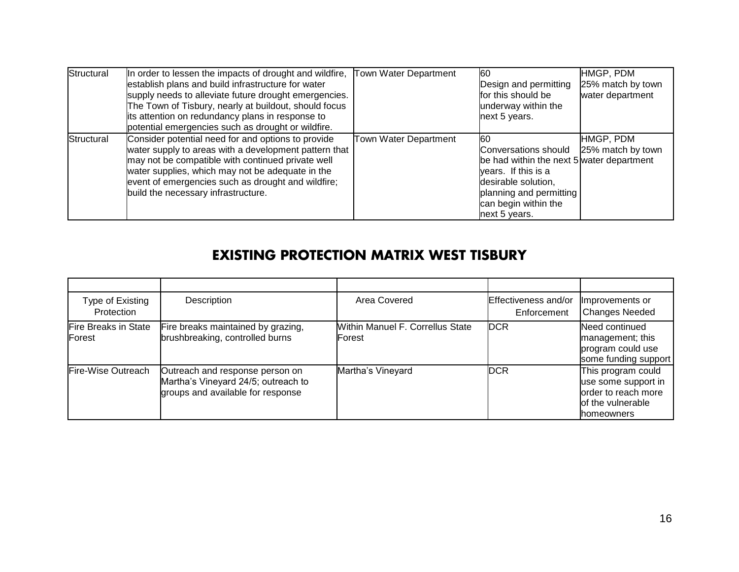| | | | | |
|---|---|---|---|---|
| Structural | In order to lessen the impacts of drought and wildfire, establish plans and build infrastructure for water supply needs to alleviate future drought emergencies. The Town of Tisbury, nearly at buildout, should focus its attention on redundancy plans in response to potential emergencies such as drought or wildfire. | Town Water Department | 60 Design and permitting for this should be underway within the next 5 years. | HMGP, PDM 25% match by town water department |
| Structural | Consider potential need for and options to provide water supply to areas with a development pattern that may not be compatible with continued private well water supplies, which may not be adequate in the event of emergencies such as drought and wildfire; build the necessary infrastructure. | Town Water Department | 60 Conversations should be had within the next 5 years. If this is a desirable solution, planning and permitting can begin within the next 5 years. | HMGP, PDM 25% match by town water department |

## EXISTING PROTECTION MATRIX WEST TISBURY

| | | | | |
|---|---|---|---|---|
| Type of Existing Protection | Description | Area Covered | Effectiveness and/or Enforcement | Improvements or Changes Needed |
| Fire Breaks in State Forest | Fire breaks maintained by grazing, brushbreaking, controlled burns | Within Manuel F. Correllus State Forest | DCR | Need continued management; this program could use some funding support |
| Fire-Wise Outreach | Outreach and response person on Martha's Vineyard 24/5; outreach to groups and available for response | Martha's Vineyard | DCR | This program could use some support in order to reach more of the vulnerable homeowners |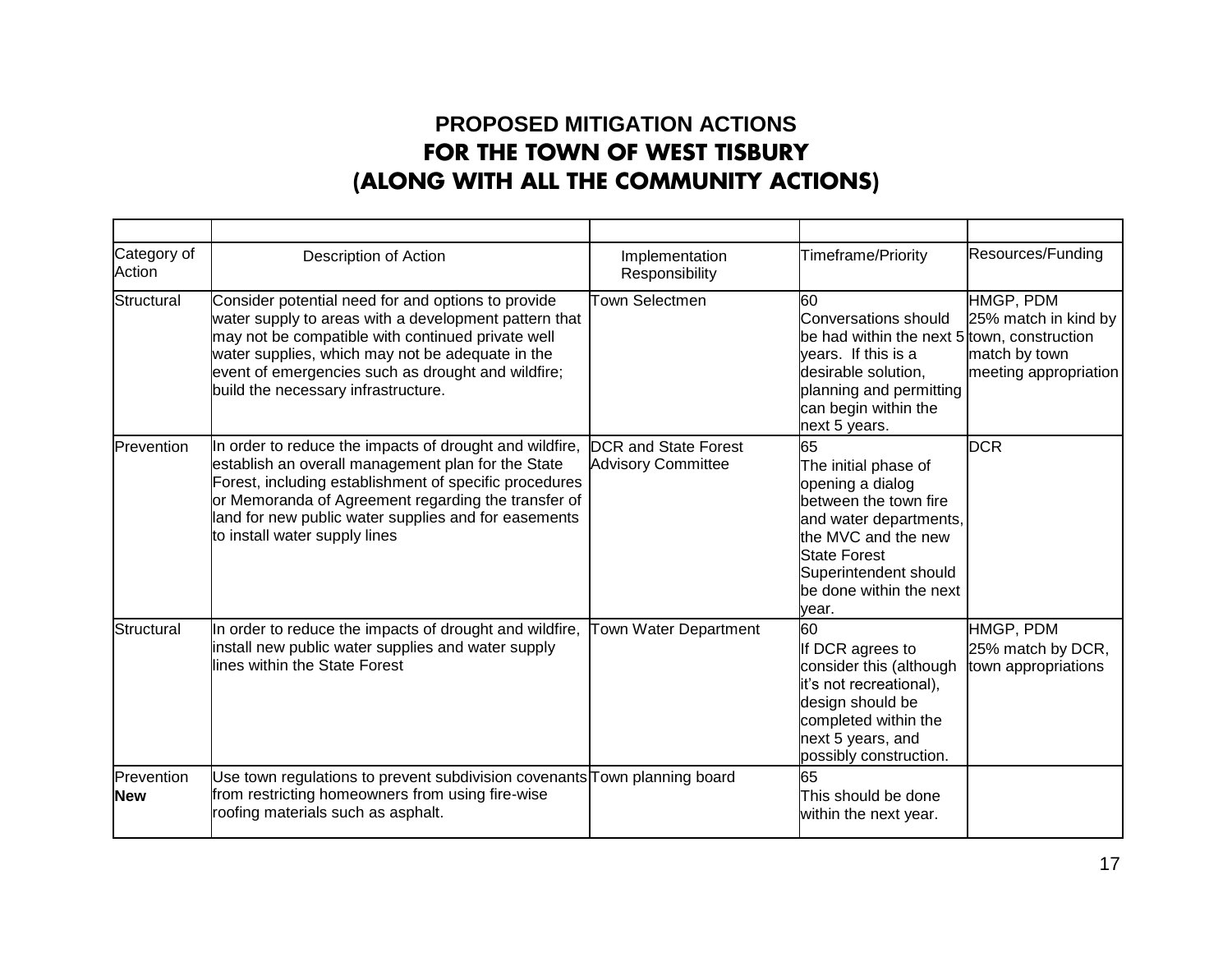# PROPOSED MITIGATION ACTIONS
# FOR THE TOWN OF WEST TISBURY
# (ALONG WITH ALL THE COMMUNITY ACTIONS)

| | | | | |
|---|---|---|---|---|
| Category of Action | Description of Action | Implementation Responsibility | Timeframe/Priority | Resources/Funding |
| Structural | Consider potential need for and options to provide water supply to areas with a development pattern that may not be compatible with continued private well water supplies, which may not be adequate in the event of emergencies such as drought and wildfire; build the necessary infrastructure. | Town Selectmen | 60<br>Conversations should be had within the next 5 years. If this is a desirable solution, planning and permitting can begin within the next 5 years. | HMGP, PDM<br>25% match in kind by town, construction match by town meeting appropriation |
| Prevention | In order to reduce the impacts of drought and wildfire, establish an overall management plan for the State Forest, including establishment of specific procedures or Memoranda of Agreement regarding the transfer of land for new public water supplies and for easements to install water supply lines | DCR and State Forest Advisory Committee | 65<br>The initial phase of opening a dialog between the town fire and water departments, the MVC and the new State Forest Superintendent should be done within the next year. | DCR |
| Structural | In order to reduce the impacts of drought and wildfire, install new public water supplies and water supply lines within the State Forest | Town Water Department | 60<br>If DCR agrees to consider this (although it's not recreational), design should be completed within the next 5 years, and possibly construction. | HMGP, PDM<br>25% match by DCR, town appropriations |
| Prevention **New** | Use town regulations to prevent subdivision covenants from restricting homeowners from using fire-wise roofing materials such as asphalt. | Town planning board | 65<br>This should be done within the next year. | |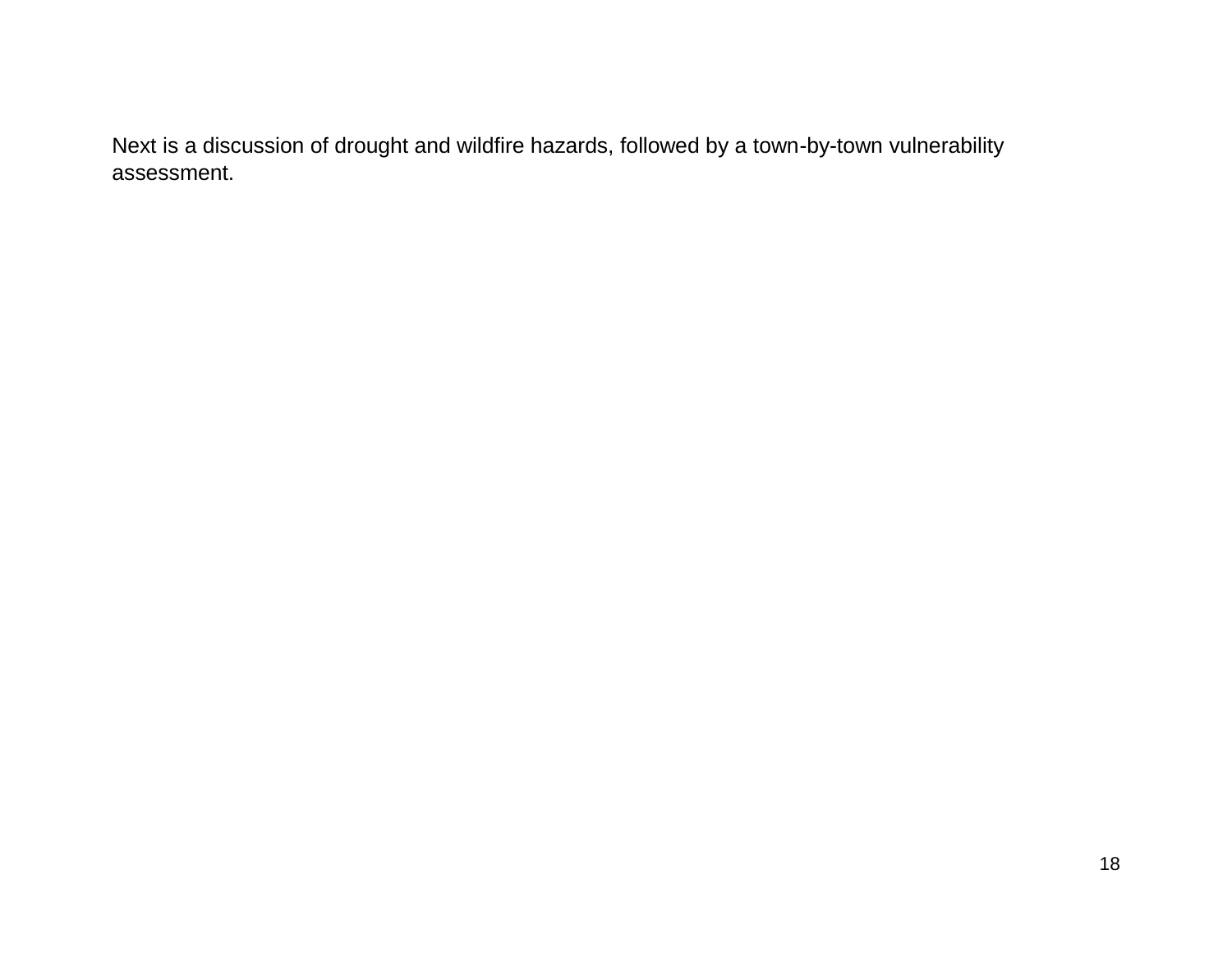Next is a discussion of drought and wildfire hazards, followed by a town-by-town vulnerability assessment.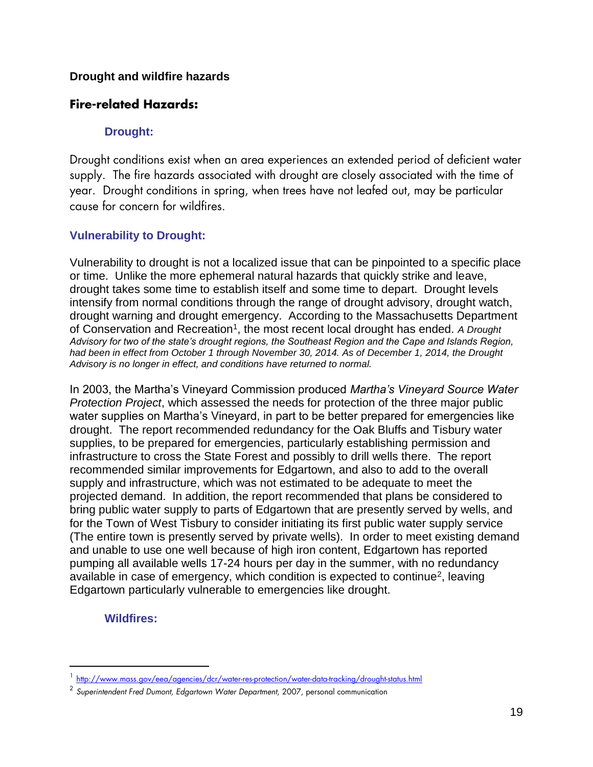**Drought and wildfire hazards**

## Fire-related Hazards:

### Drought:

Drought conditions exist when an area experiences an extended period of deficient water supply. The fire hazards associated with drought are closely associated with the time of year. Drought conditions in spring, when trees have not leafed out, may be particular cause for concern for wildfires.

### Vulnerability to Drought:

Vulnerability to drought is not a localized issue that can be pinpointed to a specific place or time. Unlike the more ephemeral natural hazards that quickly strike and leave, drought takes some time to establish itself and some time to depart. Drought levels intensify from normal conditions through the range of drought advisory, drought watch, drought warning and drought emergency. According to the Massachusetts Department of Conservation and Recreation[1], the most recent local drought has ended. *A Drought Advisory for two of the state's drought regions, the Southeast Region and the Cape and Islands Region, had been in effect from October 1 through November 30, 2014. As of December 1, 2014, the Drought Advisory is no longer in effect, and conditions have returned to normal.*

In 2003, the Martha's Vineyard Commission produced *Martha's Vineyard Source Water Protection Project*, which assessed the needs for protection of the three major public water supplies on Martha's Vineyard, in part to be better prepared for emergencies like drought. The report recommended redundancy for the Oak Bluffs and Tisbury water supplies, to be prepared for emergencies, particularly establishing permission and infrastructure to cross the State Forest and possibly to drill wells there. The report recommended similar improvements for Edgartown, and also to add to the overall supply and infrastructure, which was not estimated to be adequate to meet the projected demand. In addition, the report recommended that plans be considered to bring public water supply to parts of Edgartown that are presently served by wells, and for the Town of West Tisbury to consider initiating its first public water supply service (The entire town is presently served by private wells). In order to meet existing demand and unable to use one well because of high iron content, Edgartown has reported pumping all available wells 17-24 hours per day in the summer, with no redundancy available in case of emergency, which condition is expected to continue[2], leaving Edgartown particularly vulnerable to emergencies like drought.

### Wildfires:

---

[1] http://www.mass.gov/eea/agencies/dcr/water-res-protection/water-data-tracking/drought-status.html

[2] *Superintendent Fred Dumont, Edgartown Water Department,* 2007, personal communication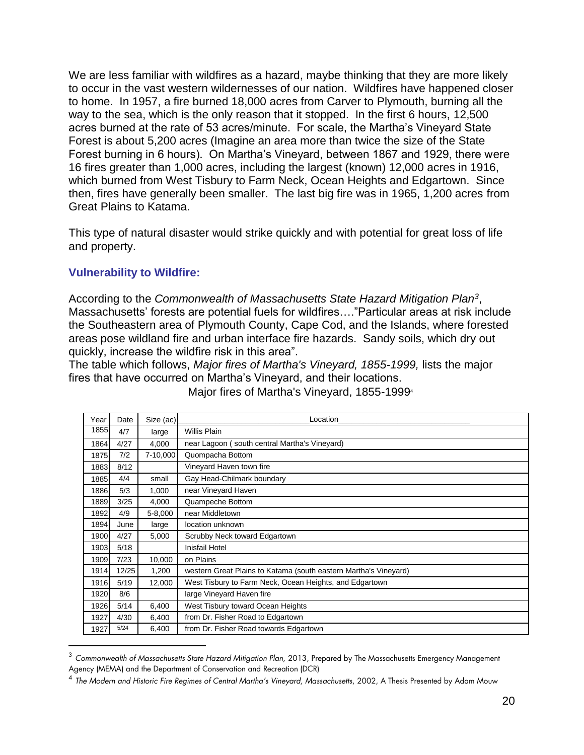We are less familiar with wildfires as a hazard, maybe thinking that they are more likely to occur in the vast western wildernesses of our nation. Wildfires have happened closer to home. In 1957, a fire burned 18,000 acres from Carver to Plymouth, burning all the way to the sea, which is the only reason that it stopped. In the first 6 hours, 12,500 acres burned at the rate of 53 acres/minute. For scale, the Martha's Vineyard State Forest is about 5,200 acres (Imagine an area more than twice the size of the State Forest burning in 6 hours). On Martha's Vineyard, between 1867 and 1929, there were 16 fires greater than 1,000 acres, including the largest (known) 12,000 acres in 1916, which burned from West Tisbury to Farm Neck, Ocean Heights and Edgartown. Since then, fires have generally been smaller. The last big fire was in 1965, 1,200 acres from Great Plains to Katama.

This type of natural disaster would strike quickly and with potential for great loss of life and property.

### Vulnerability to Wildfire:

According to the *Commonwealth of Massachusetts State Hazard Mitigation Plan*[3], Massachusetts' forests are potential fuels for wildfires…."Particular areas at risk include the Southeastern area of Plymouth County, Cape Cod, and the Islands, where forested areas pose wildland fire and urban interface fire hazards. Sandy soils, which dry out quickly, increase the wildfire risk in this area".

The table which follows, *Major fires of Martha's Vineyard, 1855-1999,* lists the major fires that have occurred on Martha's Vineyard, and their locations.

Major fires of Martha's Vineyard, 1855-1999[4]

| Year | Date | Size (ac) | Location |
|---|---|---|---|
| 1855 | 4/7 | large | Willis Plain |
| 1864 | 4/27 | 4,000 | near Lagoon ( south central Martha's Vineyard) |
| 1875 | 7/2 | 7-10,000 | Quompacha Bottom |
| 1883 | 8/12 | | Vineyard Haven town fire |
| 1885 | 4/4 | small | Gay Head-Chilmark boundary |
| 1886 | 5/3 | 1,000 | near Vineyard Haven |
| 1889 | 3/25 | 4,000 | Quampeche Bottom |
| 1892 | 4/9 | 5-8,000 | near Middletown |
| 1894 | June | large | location unknown |
| 1900 | 4/27 | 5,000 | Scrubby Neck toward Edgartown |
| 1903 | 5/18 | | Inisfail Hotel |
| 1909 | 7/23 | 10,000 | on Plains |
| 1914 | 12/25 | 1,200 | western Great Plains to Katama (south eastern Martha's Vineyard) |
| 1916 | 5/19 | 12,000 | West Tisbury to Farm Neck, Ocean Heights, and Edgartown |
| 1920 | 8/6 | | large Vineyard Haven fire |
| 1926 | 5/14 | 6,400 | West Tisbury toward Ocean Heights |
| 1927 | 4/30 | 6,400 | from Dr. Fisher Road to Edgartown |
| 1927 | 5/24 | 6,400 | from Dr. Fisher Road towards Edgartown |

[3] *Commonwealth of Massachusetts State Hazard Mitigation Plan,* 2013, Prepared by The Massachusetts Emergency Management Agency (MEMA) and the Department of Conservation and Recreation (DCR)

[4] *The Modern and Historic Fire Regimes of Central Martha's Vineyard, Massachusetts*, 2002, A Thesis Presented by Adam Mouw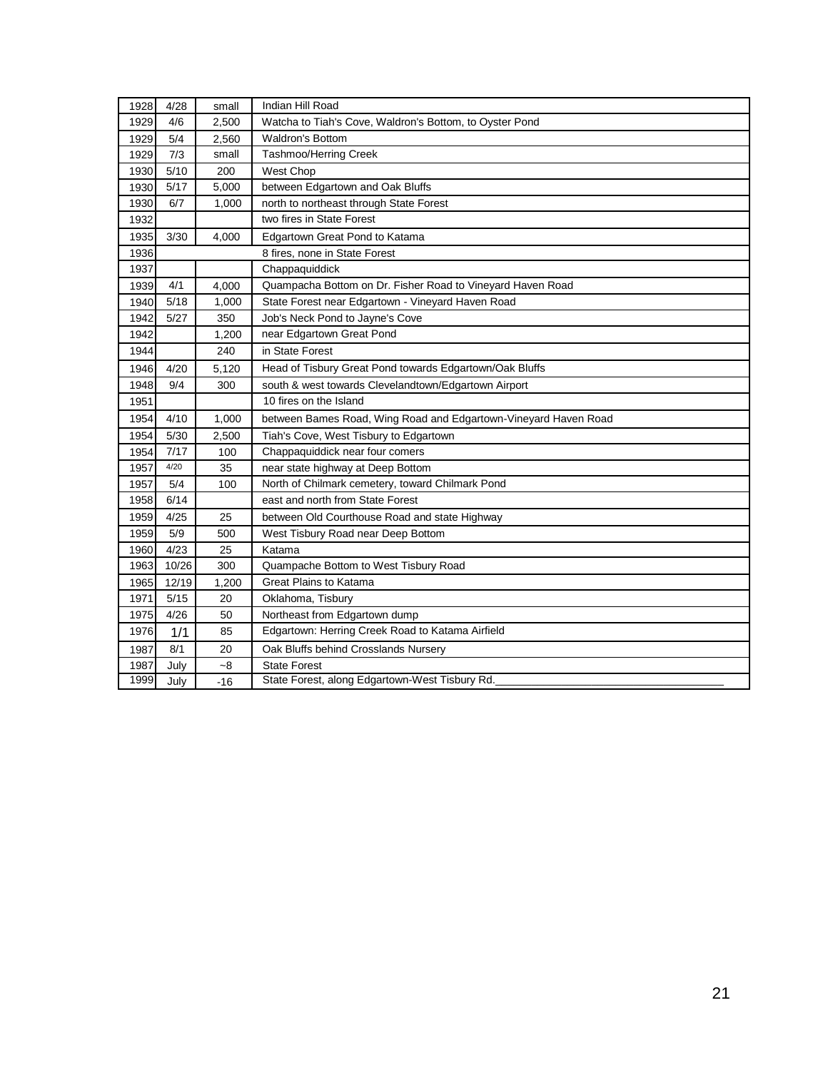| 1928 | 4/28 | small | Indian Hill Road |
|---|---|---|---|
| 1929 | 4/6 | 2,500 | Watcha to Tiah's Cove, Waldron's Bottom, to Oyster Pond |
| 1929 | 5/4 | 2,560 | Waldron's Bottom |
| 1929 | 7/3 | small | Tashmoo/Herring Creek |
| 1930 | 5/10 | 200 | West Chop |
| 1930 | 5/17 | 5,000 | between Edgartown and Oak Bluffs |
| 1930 | 6/7 | 1,000 | north to northeast through State Forest |
| 1932 | | | two fires in State Forest |
| 1935 | 3/30 | 4,000 | Edgartown Great Pond to Katama |
| 1936 | | | 8 fires, none in State Forest |
| 1937 | | | Chappaquiddick |
| 1939 | 4/1 | 4,000 | Quampacha Bottom on Dr. Fisher Road to Vineyard Haven Road |
| 1940 | 5/18 | 1,000 | State Forest near Edgartown - Vineyard Haven Road |
| 1942 | 5/27 | 350 | Job's Neck Pond to Jayne's Cove |
| 1942 | | 1,200 | near Edgartown Great Pond |
| 1944 | | 240 | in State Forest |
| 1946 | 4/20 | 5,120 | Head of Tisbury Great Pond towards Edgartown/Oak Bluffs |
| 1948 | 9/4 | 300 | south & west towards Clevelandtown/Edgartown Airport |
| 1951 | | | 10 fires on the Island |
| 1954 | 4/10 | 1,000 | between Bames Road, Wing Road and Edgartown-Vineyard Haven Road |
| 1954 | 5/30 | 2,500 | Tiah's Cove, West Tisbury to Edgartown |
| 1954 | 7/17 | 100 | Chappaquiddick near four comers |
| 1957 | 4/20 | 35 | near state highway at Deep Bottom |
| 1957 | 5/4 | 100 | North of Chilmark cemetery, toward Chilmark Pond |
| 1958 | 6/14 | | east and north from State Forest |
| 1959 | 4/25 | 25 | between Old Courthouse Road and state Highway |
| 1959 | 5/9 | 500 | West Tisbury Road near Deep Bottom |
| 1960 | 4/23 | 25 | Katama |
| 1963 | 10/26 | 300 | Quampache Bottom to West Tisbury Road |
| 1965 | 12/19 | 1,200 | Great Plains to Katama |
| 1971 | 5/15 | 20 | Oklahoma, Tisbury |
| 1975 | 4/26 | 50 | Northeast from Edgartown dump |
| 1976 | 1/1 | 85 | Edgartown: Herring Creek Road to Katama Airfield |
| 1987 | 8/1 | 20 | Oak Bluffs behind Crosslands Nursery |
| 1987 | July | ~8 | State Forest |
| 1999 | July | -16 | State Forest, along Edgartown-West Tisbury Rd. |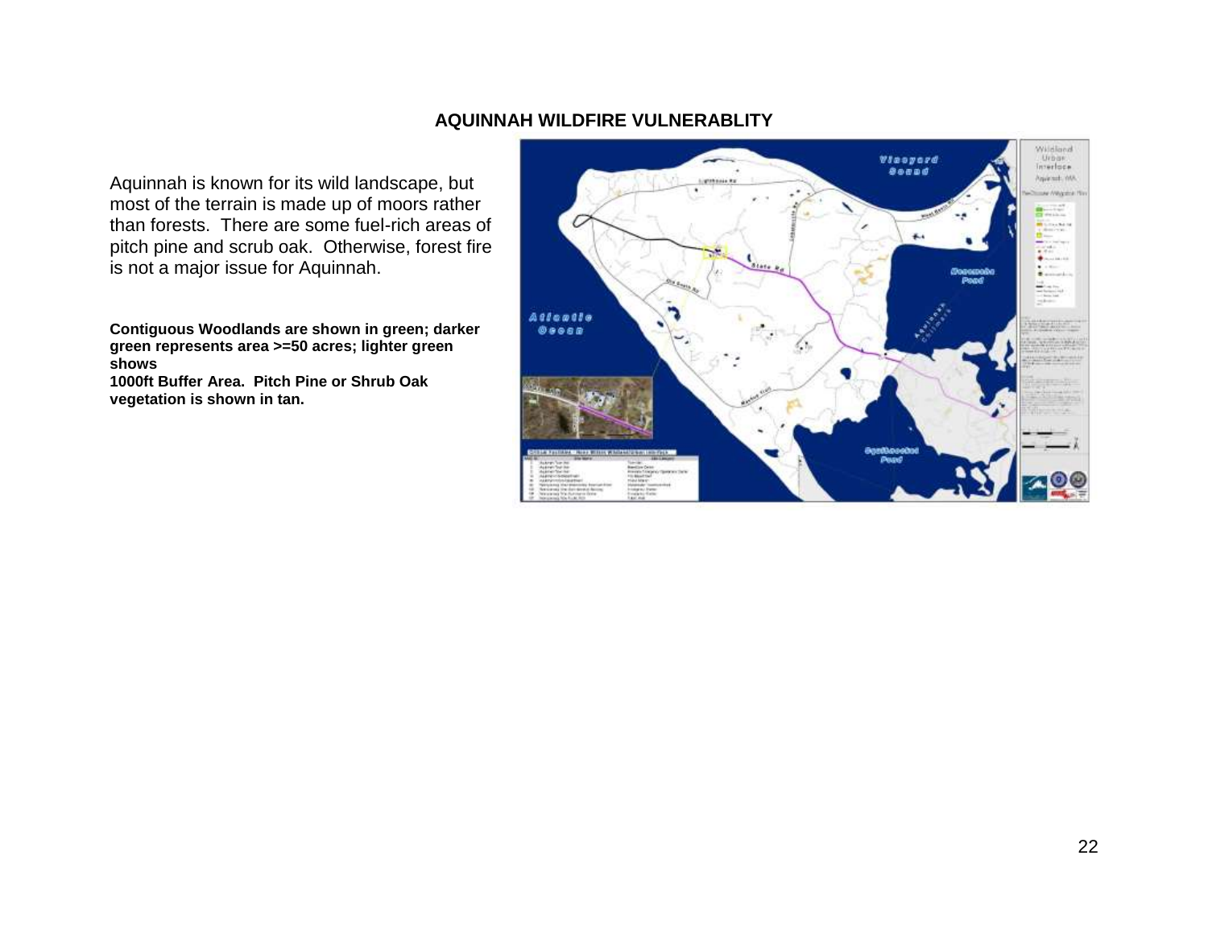# AQUINNAH WILDFIRE VULNERABLITY

Aquinnah is known for its wild landscape, but most of the terrain is made up of moors rather than forests. There are some fuel-rich areas of pitch pine and scrub oak. Otherwise, forest fire is not a major issue for Aquinnah.

**Contiguous Woodlands are shown in green; darker green represents area >=50 acres; lighter green shows**
**1000ft Buffer Area. Pitch Pine or Shrub Oak vegetation is shown in tan.**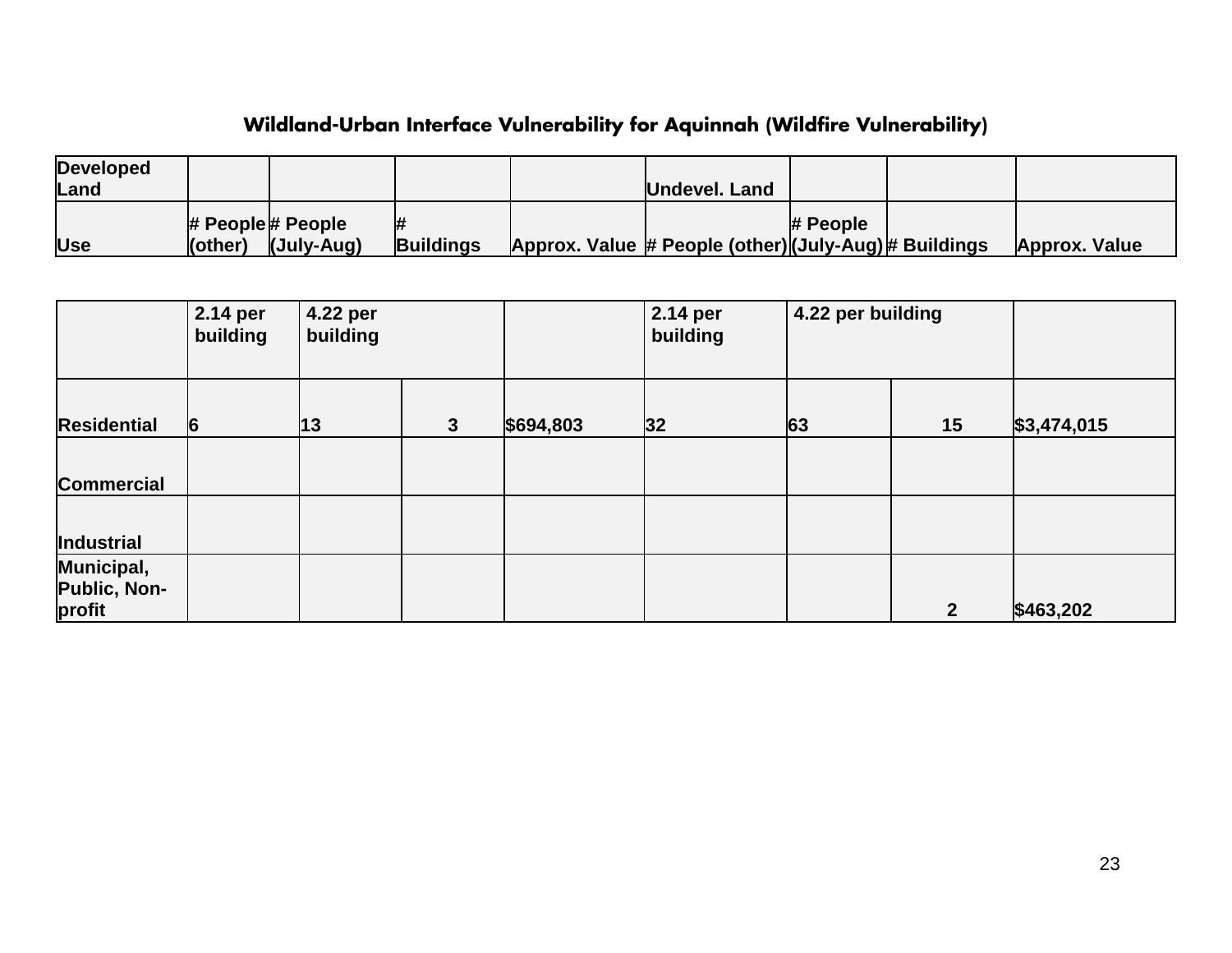## Wildland-Urban Interface Vulnerability for Aquinnah (Wildfire Vulnerability)

| Developed Land | | | | | Undevel. Land | | | |
|---|---|---|---|---|---|---|---|---|
| Use | # People (other) | # People (July-Aug) | # Buildings | Approx. Value | # People (other) | # People (July-Aug) | # Buildings | Approx. Value |
| | 2.14 per building | 4.22 per building | | | 2.14 per building | 4.22 per building | | |
| Residential | 6 | 13 | 3 | $694,803 | 32 | 63 | 15 | $3,474,015 |
| Commercial | | | | | | | | |
| Industrial | | | | | | | | |
| Municipal, Public, Non-profit | | | | | | | 2 | $463,202 |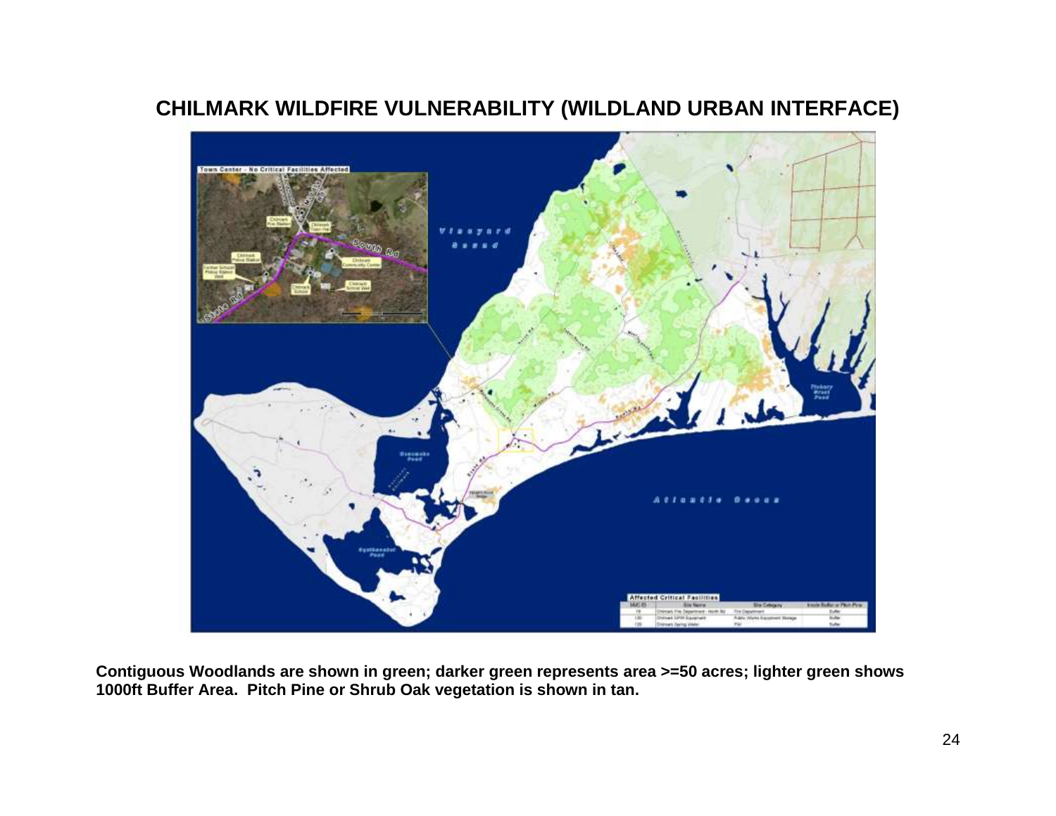# CHILMARK WILDFIRE VULNERABILITY (WILDLAND URBAN INTERFACE)

**Contiguous Woodlands are shown in green; darker green represents area >=50 acres; lighter green shows 1000ft Buffer Area. Pitch Pine or Shrub Oak vegetation is shown in tan.**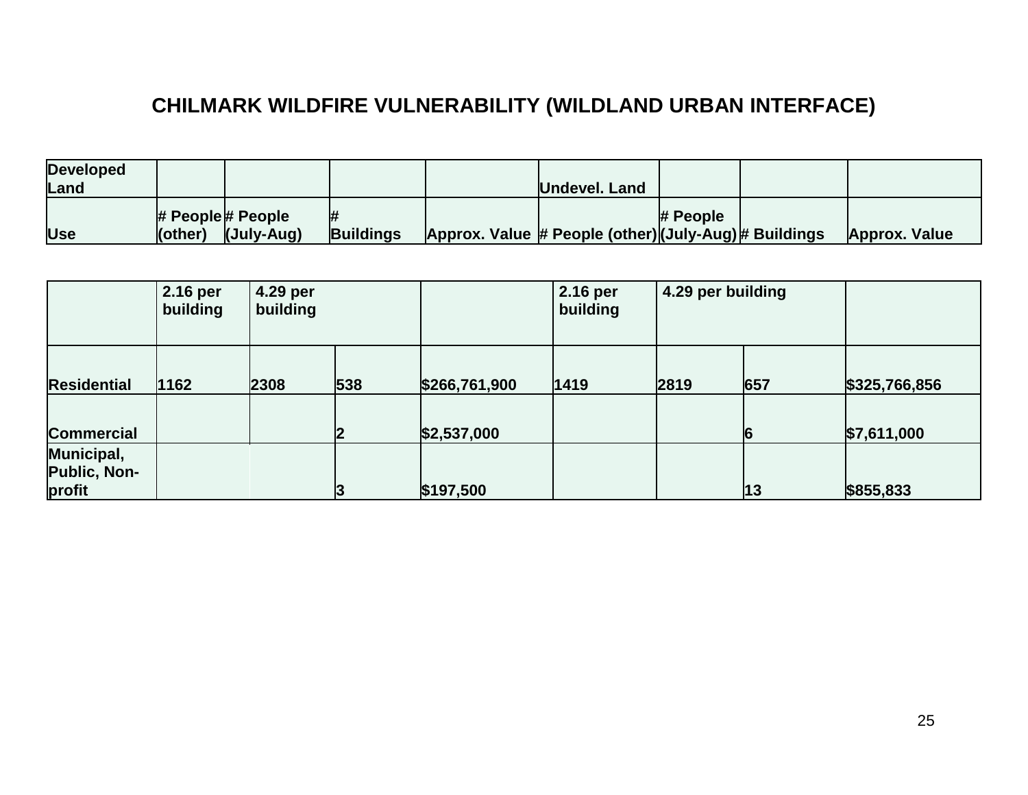# CHILMARK WILDFIRE VULNERABILITY (WILDLAND URBAN INTERFACE)

| Developed Land | | | | | Undevel. Land | | | |
|---|---|---|---|---|---|---|---|---|
| Use | # People (other) | # People (July-Aug) | # Buildings | Approx. Value | # People (other) | # People (July-Aug) | # Buildings | Approx. Value |
| | 2.16 per building | 4.29 per building | | | 2.16 per building | 4.29 per building | | |
| Residential | 1162 | 2308 | 538 | $266,761,900 | 1419 | 2819 | 657 | $325,766,856 |
| Commercial | | | 2 | $2,537,000 | | | 6 | $7,611,000 |
| Municipal, Public, Non-profit | | | 3 | $197,500 | | | 13 | $855,833 |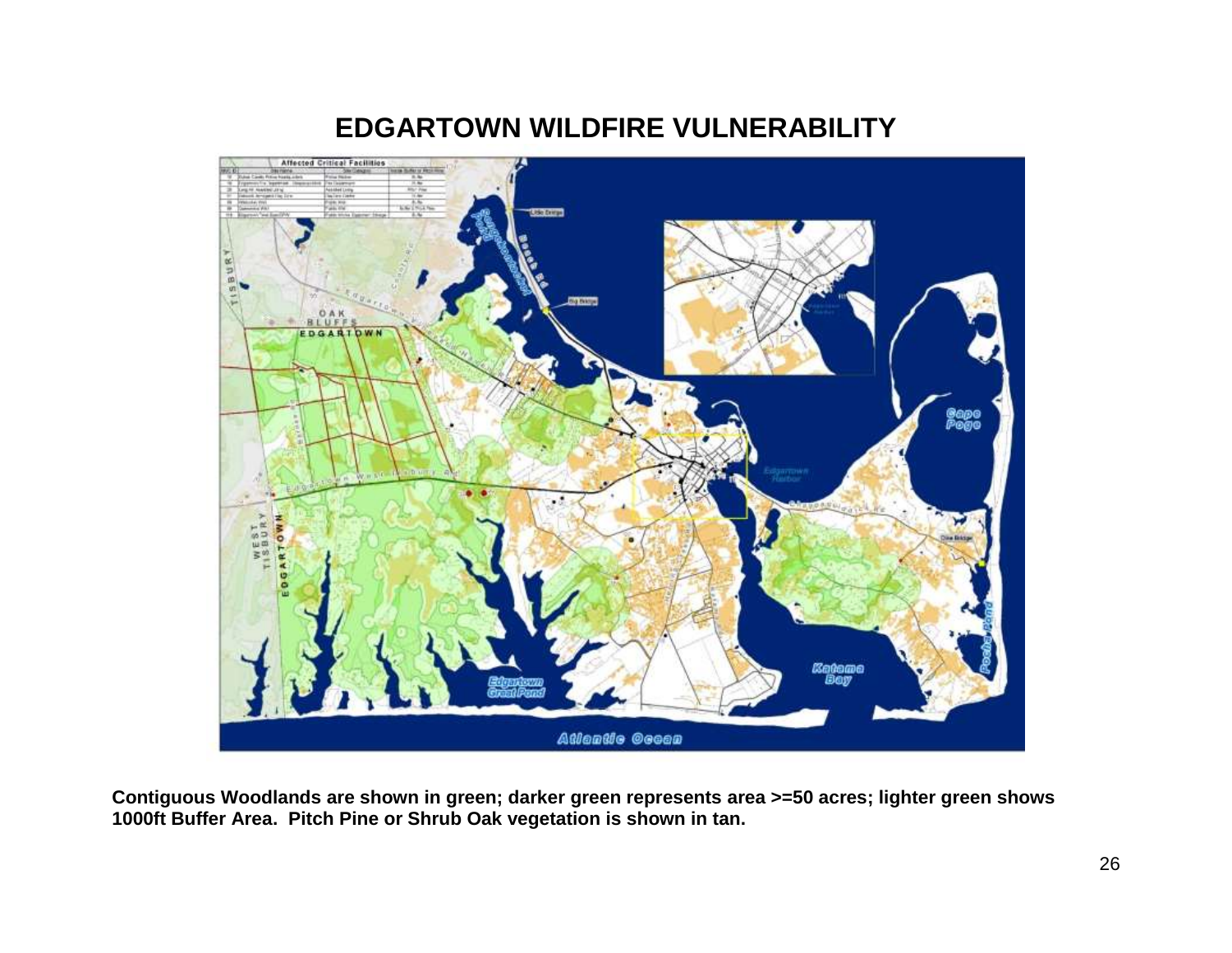# EDGARTOWN WILDFIRE VULNERABILITY

**Contiguous Woodlands are shown in green; darker green represents area >=50 acres; lighter green shows 1000ft Buffer Area. Pitch Pine or Shrub Oak vegetation is shown in tan.**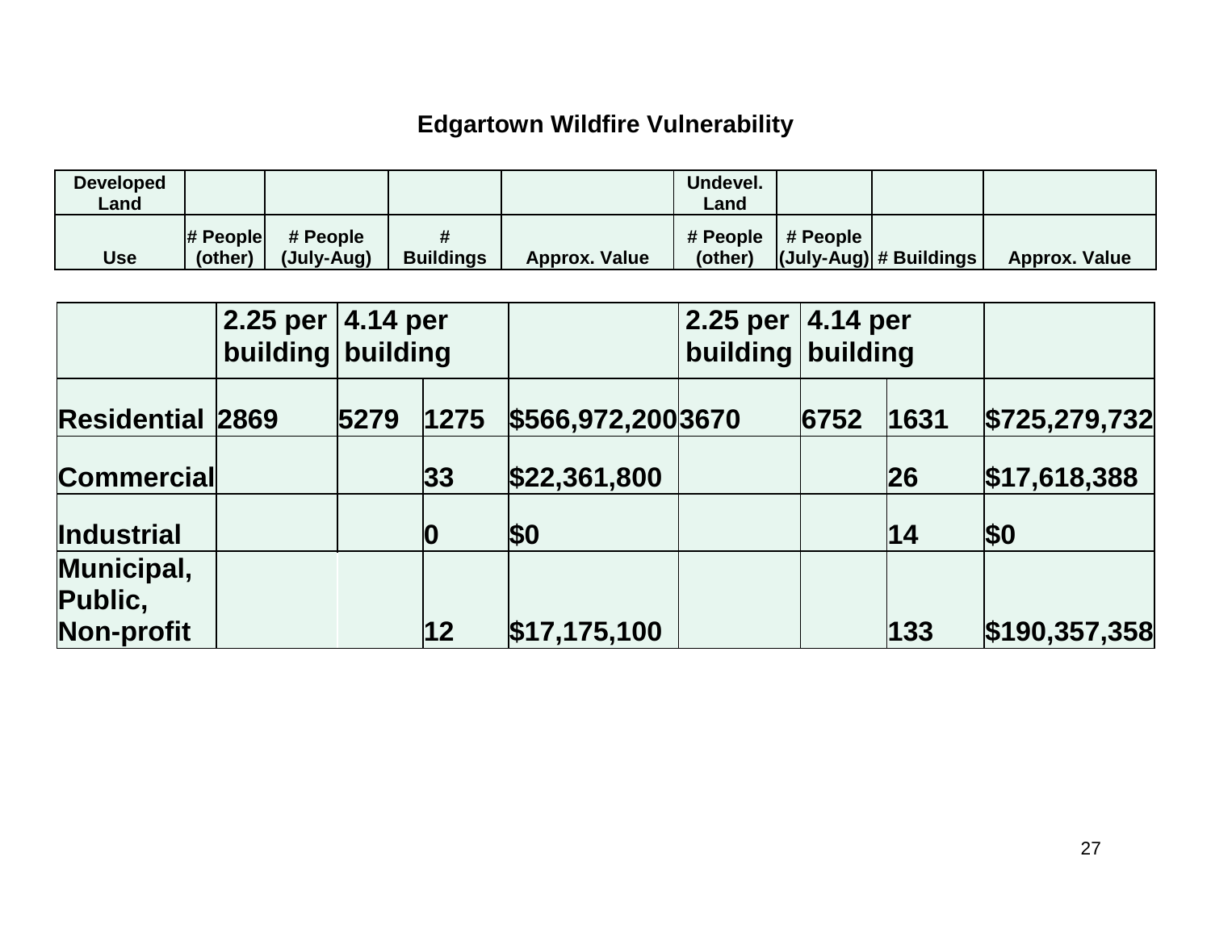## Edgartown Wildfire Vulnerability

| Developed Land | | | | | Undevel. Land | | | |
|---|---|---|---|---|---|---|---|---|
| Use | # People (other) | # People (July-Aug) | # Buildings | Approx. Value | # People (other) | # People (July-Aug) | # Buildings | Approx. Value |
| | 2.25 per building | 4.14 per building | | | 2.25 per building | 4.14 per building | | |
| **Residential** | **2869** | **5279** | **1275** | **$566,972,200** | **3670** | **6752** | **1631** | **$725,279,732** |
| **Commercial** | | | **33** | **$22,361,800** | | | **26** | **$17,618,388** |
| **Industrial** | | | **0** | **$0** | | | **14** | **$0** |
| **Municipal, Public, Non-profit** | | | **12** | **$17,175,100** | | | **133** | **$190,357,358** |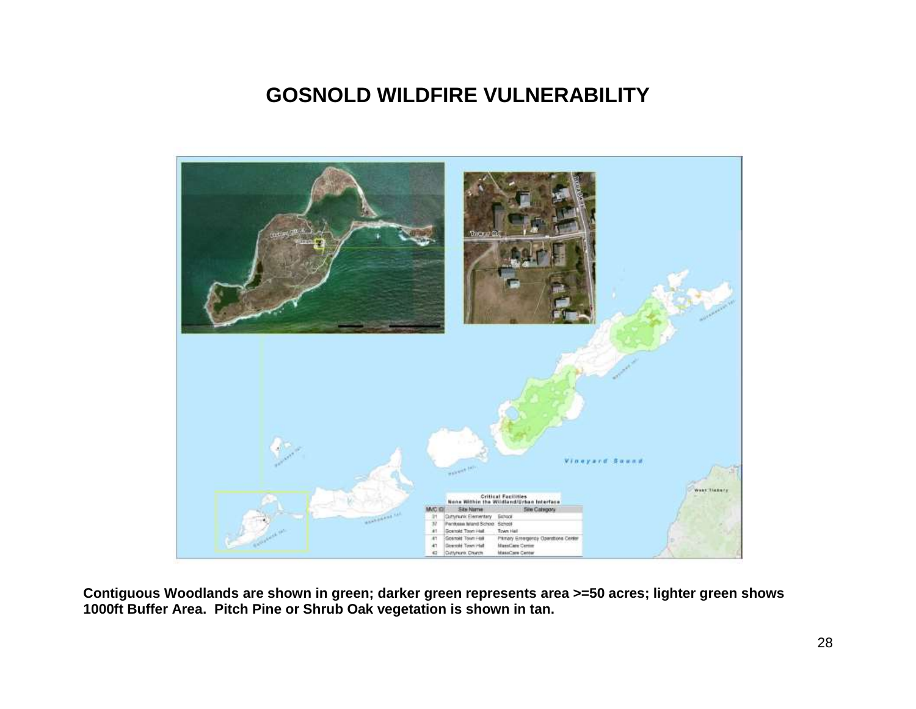# GOSNOLD WILDFIRE VULNERABILITY

**Critical Facilities**
**None Within the Wildland/Urban Interface**

| MVC ID | Site Name | Site Category |
| --- | --- | --- |
| 31 | Cuttyhunk Elementary | School |
| 37 | Penikese Island School | School |
| 41 | Gosnold Town Hall | Town Hall |
| 41 | Gosnold Town Hall | Primary Emergency Operations Center |
| 41 | Gosnold Town Hall | MassCare Center |
| 42 | Cuttyhunk Church | MassCare Center |

**Contiguous Woodlands are shown in green; darker green represents area >=50 acres; lighter green shows 1000ft Buffer Area. Pitch Pine or Shrub Oak vegetation is shown in tan.**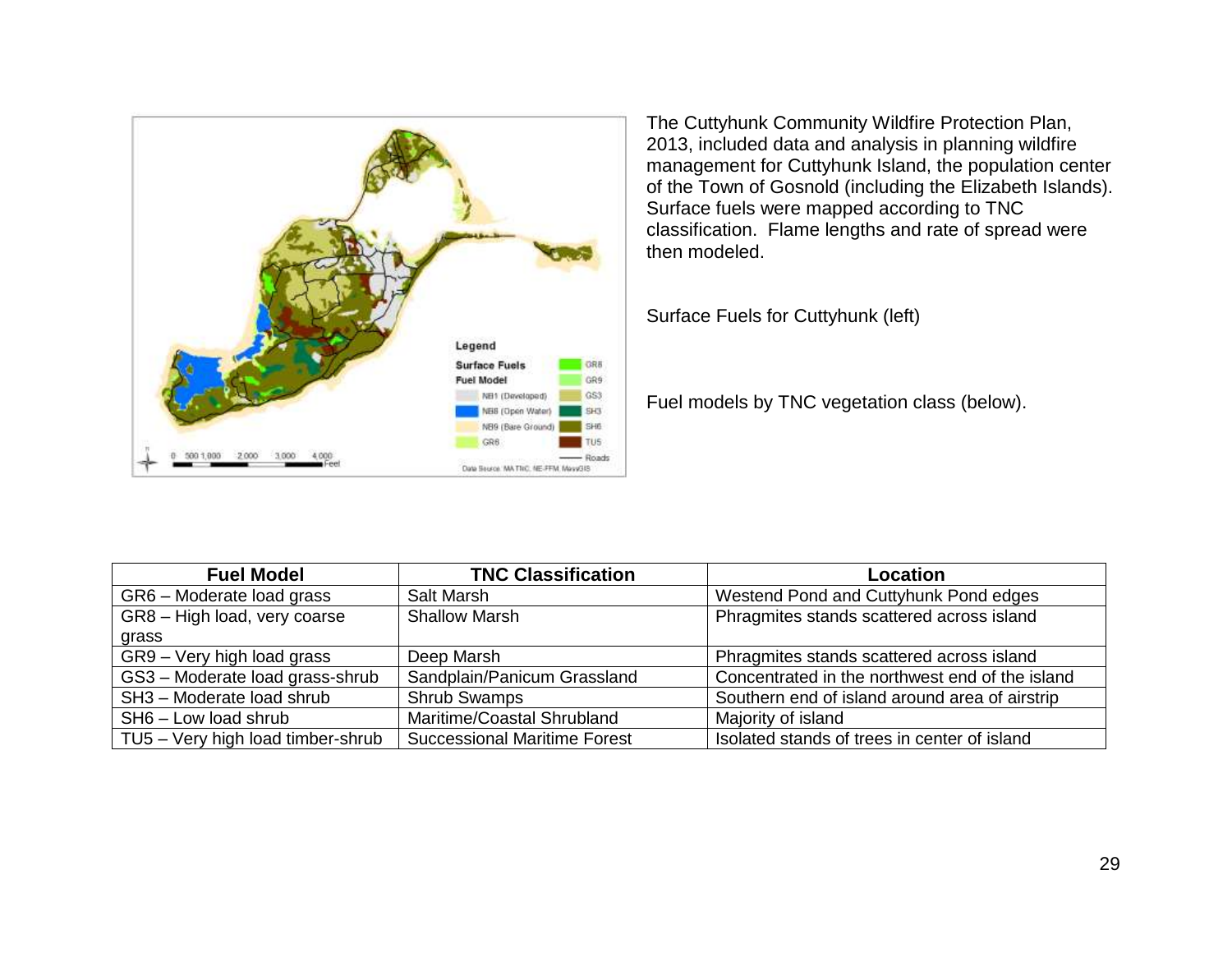The Cuttyhunk Community Wildfire Protection Plan, 2013, included data and analysis in planning wildfire management for Cuttyhunk Island, the population center of the Town of Gosnold (including the Elizabeth Islands). Surface fuels were mapped according to TNC classification. Flame lengths and rate of spread were then modeled.

Surface Fuels for Cuttyhunk (left)

Fuel models by TNC vegetation class (below).

| Fuel Model | TNC Classification | Location |
|---|---|---|
| GR6 – Moderate load grass | Salt Marsh | Westend Pond and Cuttyhunk Pond edges |
| GR8 – High load, very coarse grass | Shallow Marsh | Phragmites stands scattered across island |
| GR9 – Very high load grass | Deep Marsh | Phragmites stands scattered across island |
| GS3 – Moderate load grass-shrub | Sandplain/Panicum Grassland | Concentrated in the northwest end of the island |
| SH3 – Moderate load shrub | Shrub Swamps | Southern end of island around area of airstrip |
| SH6 – Low load shrub | Maritime/Coastal Shrubland | Majority of island |
| TU5 – Very high load timber-shrub | Successional Maritime Forest | Isolated stands of trees in center of island |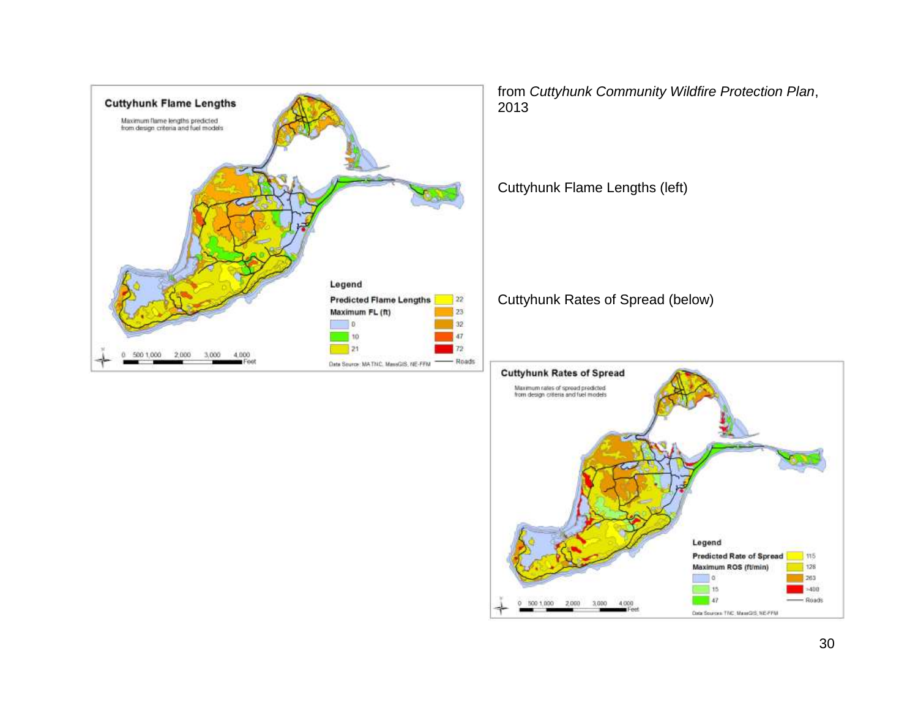from *Cuttyhunk Community Wildfire Protection Plan*, 2013

Cuttyhunk Flame Lengths (left)

Cuttyhunk Rates of Spread (below)

**Cuttyhunk Flame Lengths**

Maximum flame lengths predicted from design criteria and fuel models

**Legend**

**Predicted Flame Lengths**

**Maximum FL (ft)**

- 0
- 10
- 21
- 22
- 23
- 32
- 47
- 72
- Roads

0 500 1,000 2,000 3,000 4,000 Feet

Data Source: MA TNC, MassGIS, NE-FFM

**Cuttyhunk Rates of Spread**

Maximum rates of spread predicted from design criteria and fuel models

**Legend**

**Predicted Rate of Spread**

**Maximum ROS (ft/min)**

- 0
- 15
- 47
- 115
- 128
- 263
- >400
- Roads

0 500 1,000 2,000 3,000 4,000 Feet

Data Sources: TNC, MassGIS, NE-FFM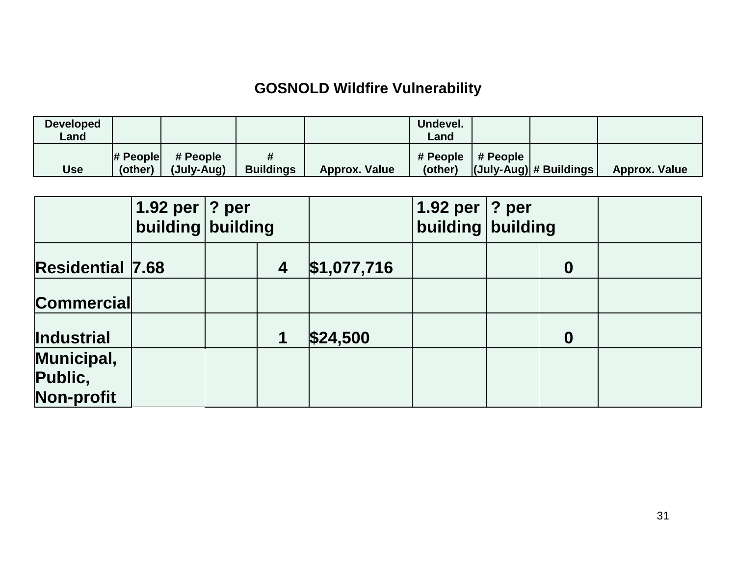# GOSNOLD Wildfire Vulnerability

| Developed Land | | | | | Undevel. Land | | | |
|---|---|---|---|---|---|---|---|---|
| Use | # People (other) | # People (July-Aug) | # Buildings | Approx. Value | # People (other) | # People (July-Aug) | # Buildings | Approx. Value |
| | 1.92 per building | ? per building | | | 1.92 per building | ? per building | | |
| Residential | 7.68 | | 4 | $1,077,716 | | | 0 | |
| Commercial | | | | | | | | |
| Industrial | | | 1 | $24,500 | | | 0 | |
| Municipal, Public, Non-profit | | | | | | | | |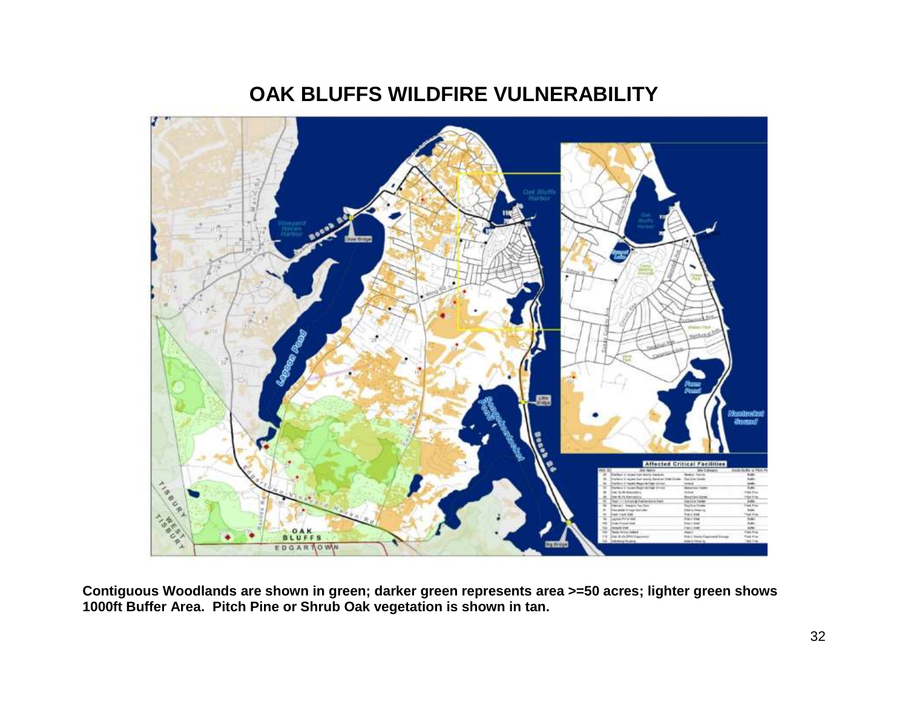# OAK BLUFFS WILDFIRE VULNERABILITY

**Contiguous Woodlands are shown in green; darker green represents area >=50 acres; lighter green shows 1000ft Buffer Area. Pitch Pine or Shrub Oak vegetation is shown in tan.**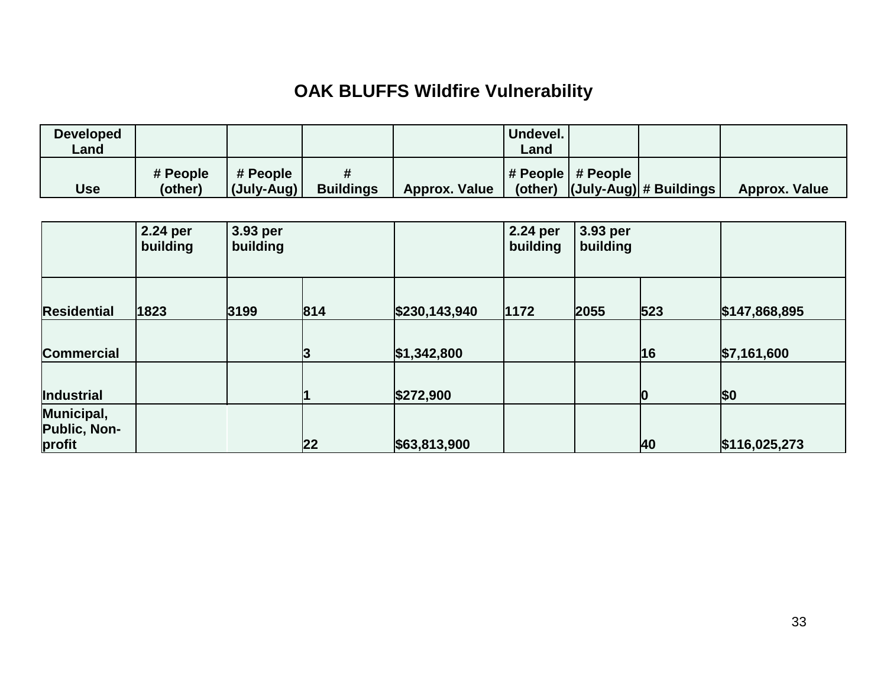# OAK BLUFFS Wildfire Vulnerability

| Developed Land | | | | | Undevel. Land | | | |
|---|---|---|---|---|---|---|---|---|
| Use | # People (other) | # People (July-Aug) | # Buildings | Approx. Value | # People (other) | # People (July-Aug) | # Buildings | Approx. Value |
| | 2.24 per building | 3.93 per building | | | 2.24 per building | 3.93 per building | | |
| Residential | 1823 | 3199 | 814 | $230,143,940 | 1172 | 2055 | 523 | $147,868,895 |
| Commercial | | | 3 | $1,342,800 | | | 16 | $7,161,600 |
| Industrial | | | 1 | $272,900 | | | 0 | $0 |
| Municipal, Public, Non-profit | | | 22 | $63,813,900 | | | 40 | $116,025,273 |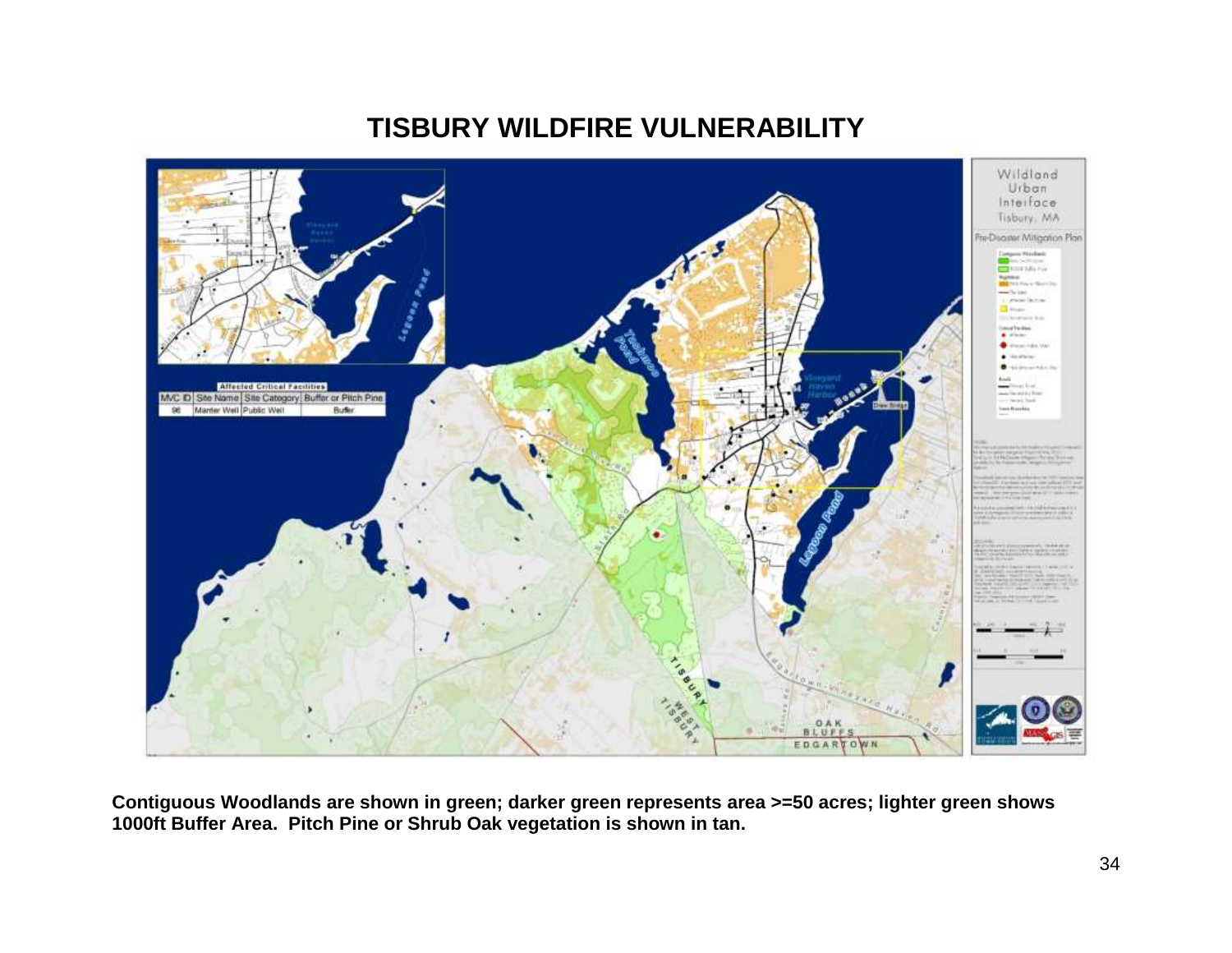# TISBURY WILDFIRE VULNERABILITY

**Contiguous Woodlands are shown in green; darker green represents area >=50 acres; lighter green shows 1000ft Buffer Area. Pitch Pine or Shrub Oak vegetation is shown in tan.**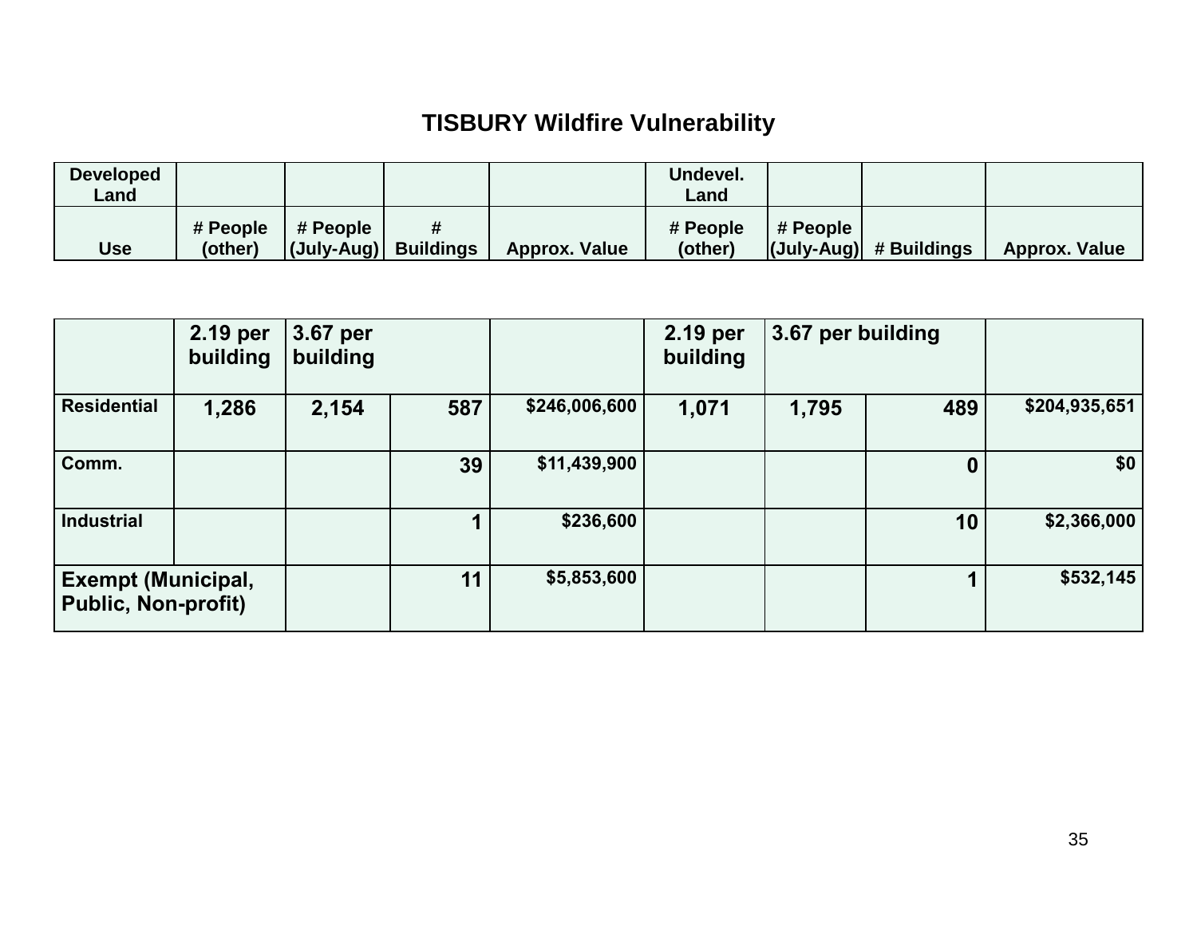# TISBURY Wildfire Vulnerability

| Developed Land | | | | | Undevel. Land | | | |
|---|---|---|---|---|---|---|---|---|
| Use | # People (other) | # People (July-Aug) | # Buildings | Approx. Value | # People (other) | # People (July-Aug) | # Buildings | Approx. Value |
| | 2.19 per building | 3.67 per building | | | 2.19 per building | 3.67 per building | | |
| Residential | 1,286 | 2,154 | 587 | $246,006,600 | 1,071 | 1,795 | 489 | $204,935,651 |
| Comm. | | | 39 | $11,439,900 | | | 0 | $0 |
| Industrial | | | 1 | $236,600 | | | 10 | $2,366,000 |
| Exempt (Municipal, Public, Non-profit) | | | 11 | $5,853,600 | | | 1 | $532,145 |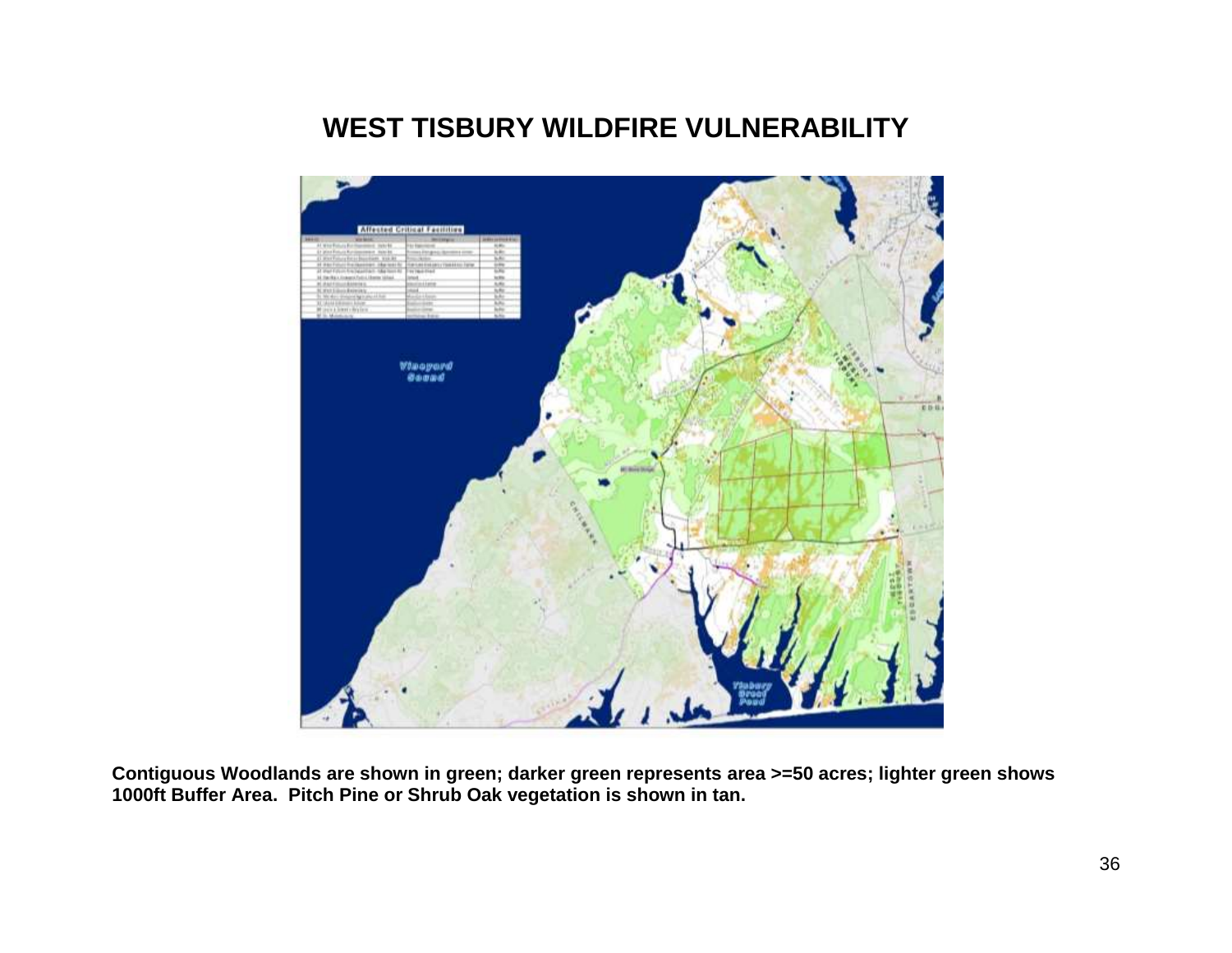# WEST TISBURY WILDFIRE VULNERABILITY

**Contiguous Woodlands are shown in green; darker green represents area >=50 acres; lighter green shows 1000ft Buffer Area. Pitch Pine or Shrub Oak vegetation is shown in tan.**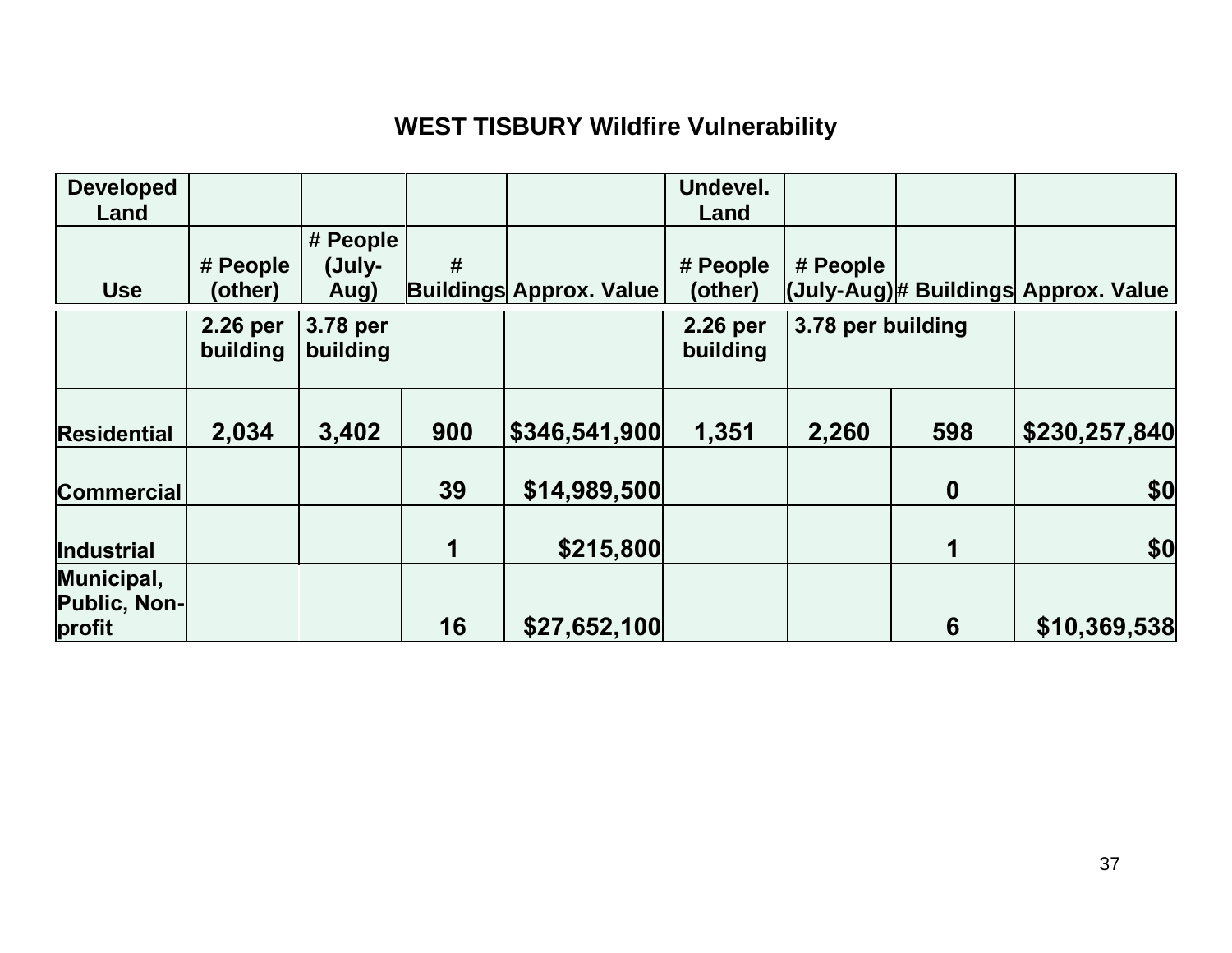# WEST TISBURY Wildfire Vulnerability

| Developed Land | | | | | Undevel. Land | | | |
|---|---|---|---|---|---|---|---|---|
| Use | # People (other) | # People (July-Aug) | # Buildings | Approx. Value | # People (other) | # People (July-Aug) | # Buildings | Approx. Value |
| | 2.26 per building | 3.78 per building | | | 2.26 per building | 3.78 per building | | |
| Residential | 2,034 | 3,402 | 900 | $346,541,900 | 1,351 | 2,260 | 598 | $230,257,840 |
| Commercial | | | 39 | $14,989,500 | | | 0 | $0 |
| Industrial | | | 1 | $215,800 | | | 1 | $0 |
| Municipal, Public, Non-profit | | | 16 | $27,652,100 | | | 6 | $10,369,538 |